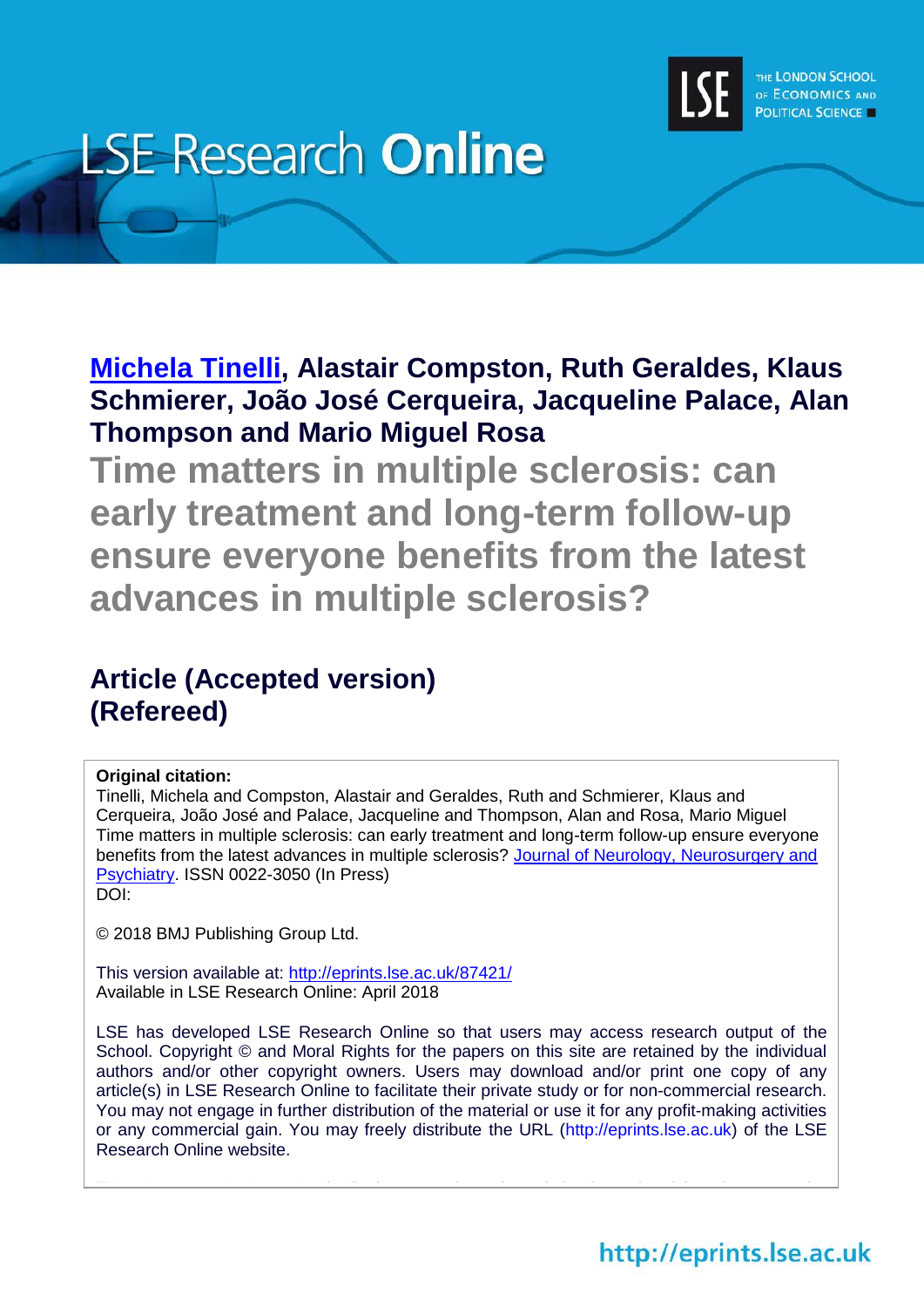# LSE Research Online

**Michela Tinelli, Alastair Compston, Ruth Geraldes, Klaus Schmierer, João José Cerqueira, Jacqueline Palace, Alan Thompson and Mario Miguel Rosa**

## Time matters in multiple sclerosis: can early treatment and long-term follow-up ensure everyone benefits from the latest advances in multiple sclerosis?

### Article (Accepted version) (Refereed)

**Original citation:**
Tinelli, Michela and Compston, Alastair and Geraldes, Ruth and Schmierer, Klaus and Cerqueira, João José and Palace, Jacqueline and Thompson, Alan and Rosa, Mario Miguel Time matters in multiple sclerosis: can early treatment and long-term follow-up ensure everyone benefits from the latest advances in multiple sclerosis? Journal of Neurology, Neurosurgery and Psychiatry. ISSN 0022-3050 (In Press)
DOI:

© 2018 BMJ Publishing Group Ltd.

This version available at: http://eprints.lse.ac.uk/87421/
Available in LSE Research Online: April 2018

LSE has developed LSE Research Online so that users may access research output of the School. Copyright © and Moral Rights for the papers on this site are retained by the individual authors and/or other copyright owners. Users may download and/or print one copy of any article(s) in LSE Research Online to facilitate their private study or for non-commercial research. You may not engage in further distribution of the material or use it for any profit-making activities or any commercial gain. You may freely distribute the URL (http://eprints.lse.ac.uk) of the LSE Research Online website.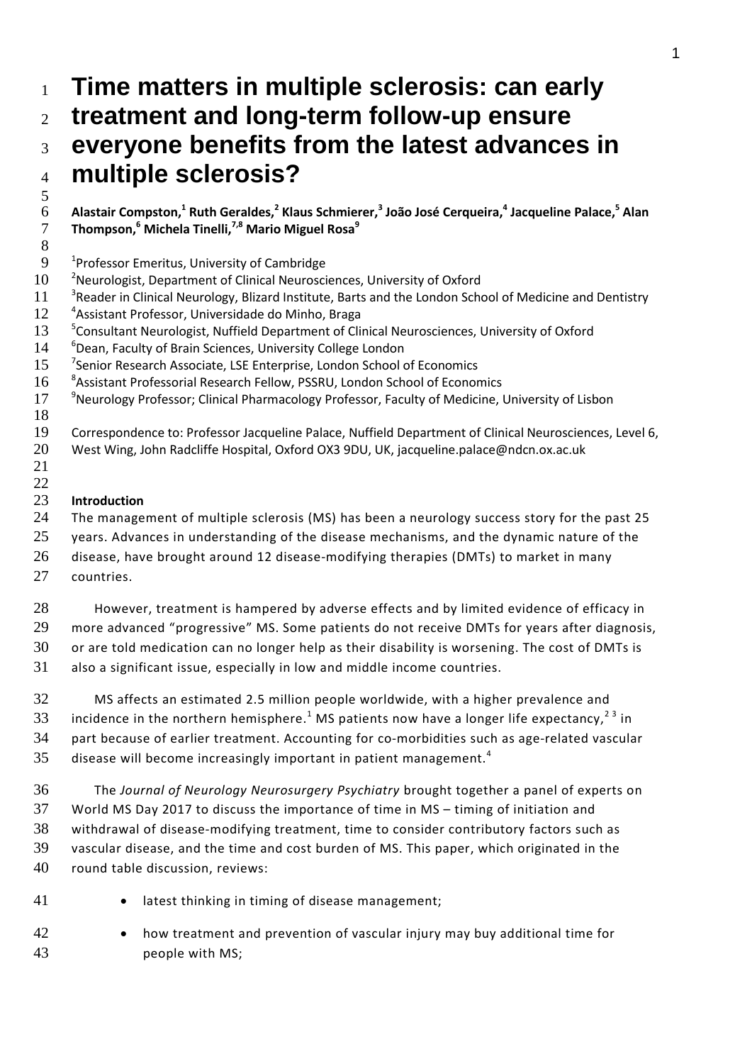# Time matters in multiple sclerosis: can early treatment and long-term follow-up ensure everyone benefits from the latest advances in multiple sclerosis?

**Alastair Compston,[1] Ruth Geraldes,[2] Klaus Schmierer,[3] João José Cerqueira,[4] Jacqueline Palace,[5] Alan Thompson,[6] Michela Tinelli,[7,8] Mario Miguel Rosa[9]**

[1]Professor Emeritus, University of Cambridge
[2]Neurologist, Department of Clinical Neurosciences, University of Oxford
[3]Reader in Clinical Neurology, Blizard Institute, Barts and the London School of Medicine and Dentistry
[4]Assistant Professor, Universidade do Minho, Braga
[5]Consultant Neurologist, Nuffield Department of Clinical Neurosciences, University of Oxford
[6]Dean, Faculty of Brain Sciences, University College London
[7]Senior Research Associate, LSE Enterprise, London School of Economics
[8]Assistant Professorial Research Fellow, PSSRU, London School of Economics
[9]Neurology Professor; Clinical Pharmacology Professor, Faculty of Medicine, University of Lisbon

Correspondence to: Professor Jacqueline Palace, Nuffield Department of Clinical Neurosciences, Level 6, West Wing, John Radcliffe Hospital, Oxford OX3 9DU, UK, jacqueline.palace@ndcn.ox.ac.uk

## Introduction

The management of multiple sclerosis (MS) has been a neurology success story for the past 25 years. Advances in understanding of the disease mechanisms, and the dynamic nature of the disease, have brought around 12 disease-modifying therapies (DMTs) to market in many countries.

However, treatment is hampered by adverse effects and by limited evidence of efficacy in more advanced "progressive" MS. Some patients do not receive DMTs for years after diagnosis, or are told medication can no longer help as their disability is worsening. The cost of DMTs is also a significant issue, especially in low and middle income countries.

MS affects an estimated 2.5 million people worldwide, with a higher prevalence and incidence in the northern hemisphere.[1] MS patients now have a longer life expectancy,[2 3] in part because of earlier treatment. Accounting for co-morbidities such as age-related vascular disease will become increasingly important in patient management.[4]

The *Journal of Neurology Neurosurgery Psychiatry* brought together a panel of experts on World MS Day 2017 to discuss the importance of time in MS – timing of initiation and withdrawal of disease-modifying treatment, time to consider contributory factors such as vascular disease, and the time and cost burden of MS. This paper, which originated in the round table discussion, reviews:

- latest thinking in timing of disease management;
- how treatment and prevention of vascular injury may buy additional time for people with MS;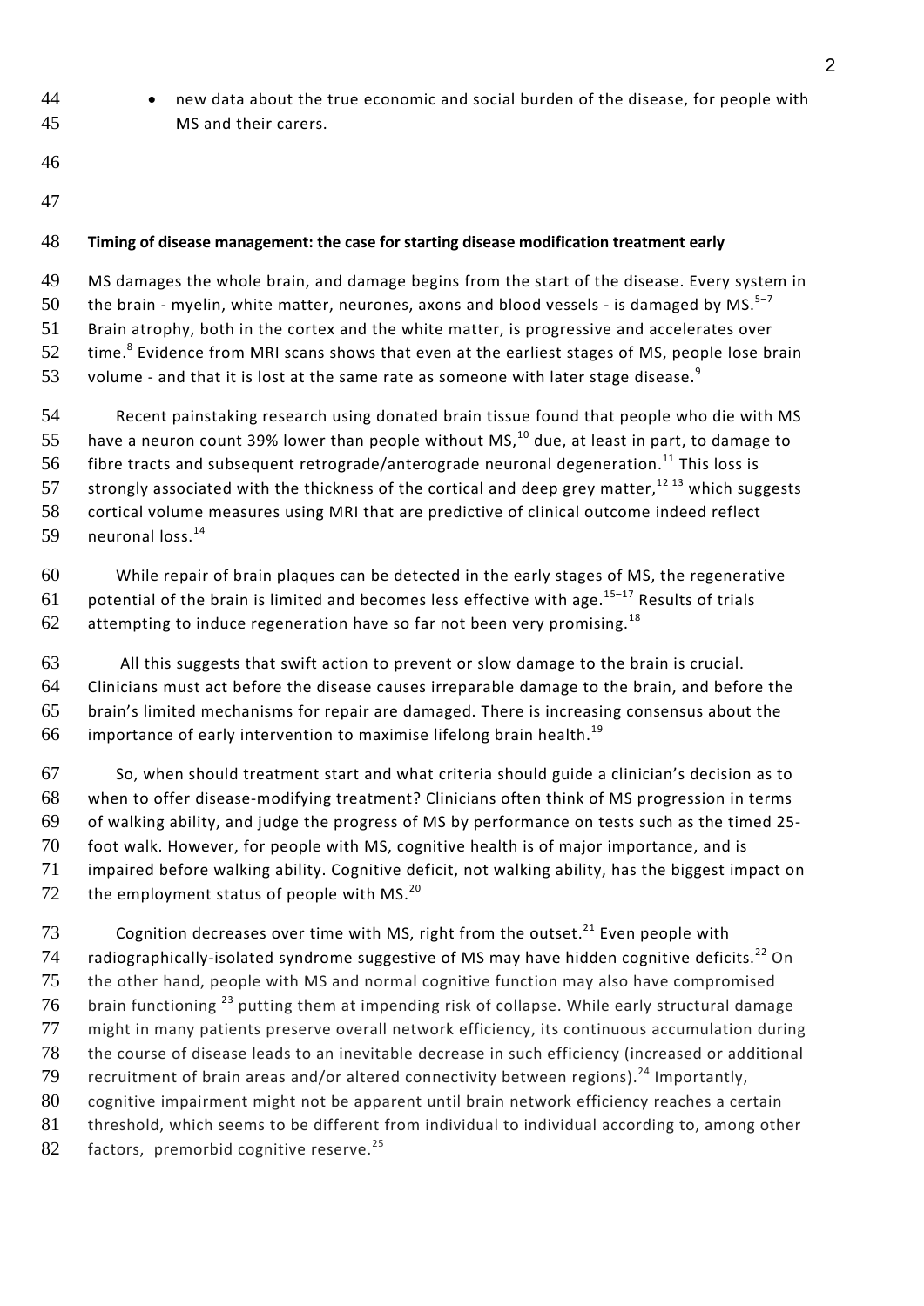- new data about the true economic and social burden of the disease, for people with MS and their carers.

**Timing of disease management: the case for starting disease modification treatment early**

MS damages the whole brain, and damage begins from the start of the disease. Every system in the brain - myelin, white matter, neurones, axons and blood vessels - is damaged by MS.[5–7] Brain atrophy, both in the cortex and the white matter, is progressive and accelerates over time.[8] Evidence from MRI scans shows that even at the earliest stages of MS, people lose brain volume - and that it is lost at the same rate as someone with later stage disease.[9]

Recent painstaking research using donated brain tissue found that people who die with MS have a neuron count 39% lower than people without MS,[10] due, at least in part, to damage to fibre tracts and subsequent retrograde/anterograde neuronal degeneration.[11] This loss is strongly associated with the thickness of the cortical and deep grey matter,[12 13] which suggests cortical volume measures using MRI that are predictive of clinical outcome indeed reflect neuronal loss.[14]

While repair of brain plaques can be detected in the early stages of MS, the regenerative potential of the brain is limited and becomes less effective with age.[15–17] Results of trials attempting to induce regeneration have so far not been very promising.[18]

All this suggests that swift action to prevent or slow damage to the brain is crucial. Clinicians must act before the disease causes irreparable damage to the brain, and before the brain's limited mechanisms for repair are damaged. There is increasing consensus about the importance of early intervention to maximise lifelong brain health.[19]

So, when should treatment start and what criteria should guide a clinician's decision as to when to offer disease-modifying treatment? Clinicians often think of MS progression in terms of walking ability, and judge the progress of MS by performance on tests such as the timed 25-foot walk. However, for people with MS, cognitive health is of major importance, and is impaired before walking ability. Cognitive deficit, not walking ability, has the biggest impact on the employment status of people with MS.[20]

Cognition decreases over time with MS, right from the outset.[21] Even people with radiographically-isolated syndrome suggestive of MS may have hidden cognitive deficits.[22] On the other hand, people with MS and normal cognitive function may also have compromised brain functioning [23] putting them at impending risk of collapse. While early structural damage might in many patients preserve overall network efficiency, its continuous accumulation during the course of disease leads to an inevitable decrease in such efficiency (increased or additional recruitment of brain areas and/or altered connectivity between regions).[24] Importantly, cognitive impairment might not be apparent until brain network efficiency reaches a certain threshold, which seems to be different from individual to individual according to, among other factors, premorbid cognitive reserve.[25]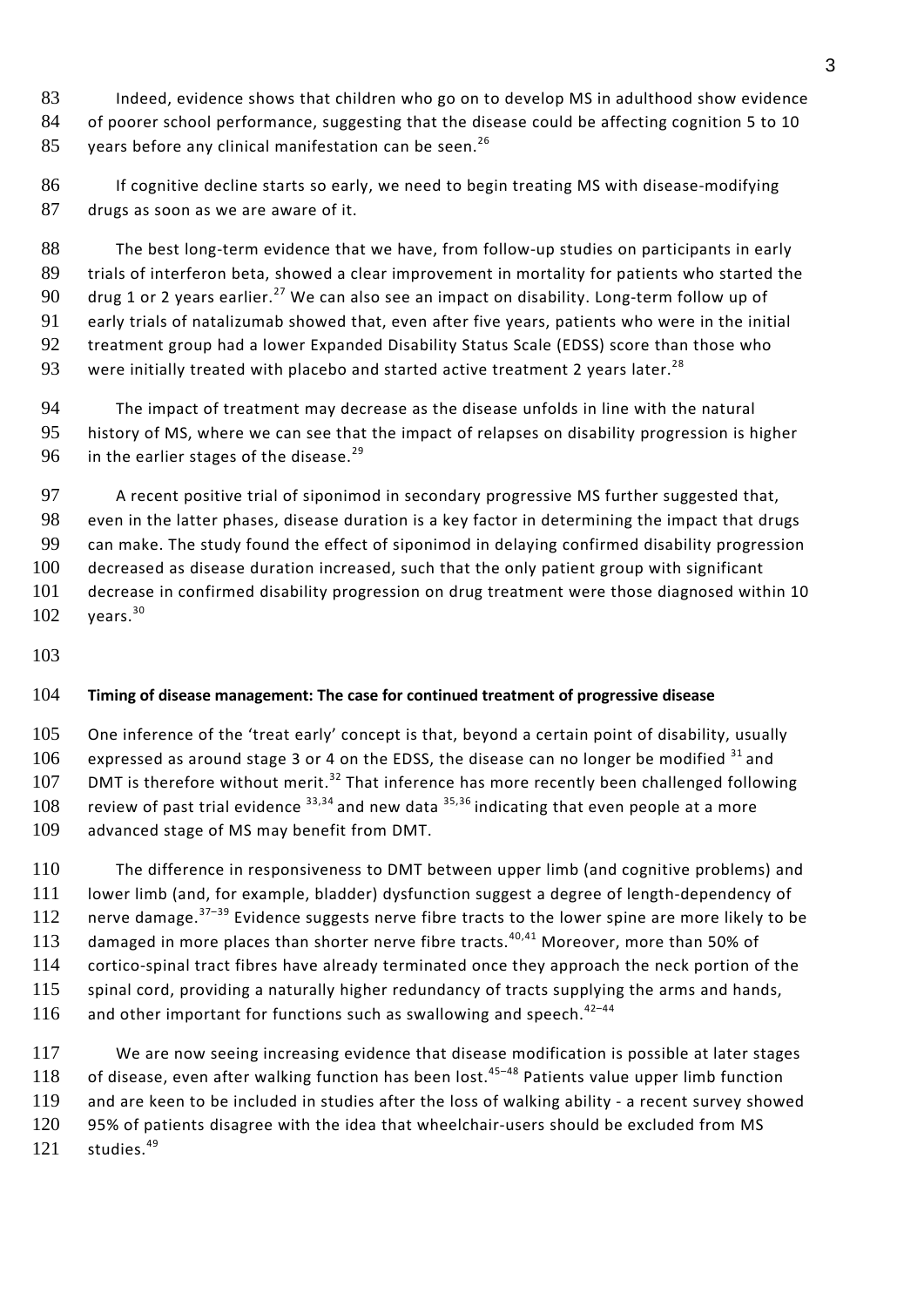Indeed, evidence shows that children who go on to develop MS in adulthood show evidence of poorer school performance, suggesting that the disease could be affecting cognition 5 to 10 years before any clinical manifestation can be seen.[26]

If cognitive decline starts so early, we need to begin treating MS with disease-modifying drugs as soon as we are aware of it.

The best long-term evidence that we have, from follow-up studies on participants in early trials of interferon beta, showed a clear improvement in mortality for patients who started the drug 1 or 2 years earlier.[27] We can also see an impact on disability. Long-term follow up of early trials of natalizumab showed that, even after five years, patients who were in the initial treatment group had a lower Expanded Disability Status Scale (EDSS) score than those who were initially treated with placebo and started active treatment 2 years later.[28]

The impact of treatment may decrease as the disease unfolds in line with the natural history of MS, where we can see that the impact of relapses on disability progression is higher in the earlier stages of the disease.[29]

A recent positive trial of siponimod in secondary progressive MS further suggested that, even in the latter phases, disease duration is a key factor in determining the impact that drugs can make. The study found the effect of siponimod in delaying confirmed disability progression decreased as disease duration increased, such that the only patient group with significant decrease in confirmed disability progression on drug treatment were those diagnosed within 10 years.[30]

**Timing of disease management: The case for continued treatment of progressive disease**

One inference of the 'treat early' concept is that, beyond a certain point of disability, usually expressed as around stage 3 or 4 on the EDSS, the disease can no longer be modified [31] and DMT is therefore without merit.[32] That inference has more recently been challenged following review of past trial evidence [33,34] and new data [35,36] indicating that even people at a more advanced stage of MS may benefit from DMT.

The difference in responsiveness to DMT between upper limb (and cognitive problems) and lower limb (and, for example, bladder) dysfunction suggest a degree of length-dependency of nerve damage.[37–39] Evidence suggests nerve fibre tracts to the lower spine are more likely to be damaged in more places than shorter nerve fibre tracts.[40,41] Moreover, more than 50% of cortico-spinal tract fibres have already terminated once they approach the neck portion of the spinal cord, providing a naturally higher redundancy of tracts supplying the arms and hands, and other important for functions such as swallowing and speech.[42–44]

We are now seeing increasing evidence that disease modification is possible at later stages of disease, even after walking function has been lost.[45–48] Patients value upper limb function and are keen to be included in studies after the loss of walking ability - a recent survey showed 95% of patients disagree with the idea that wheelchair-users should be excluded from MS studies.[49]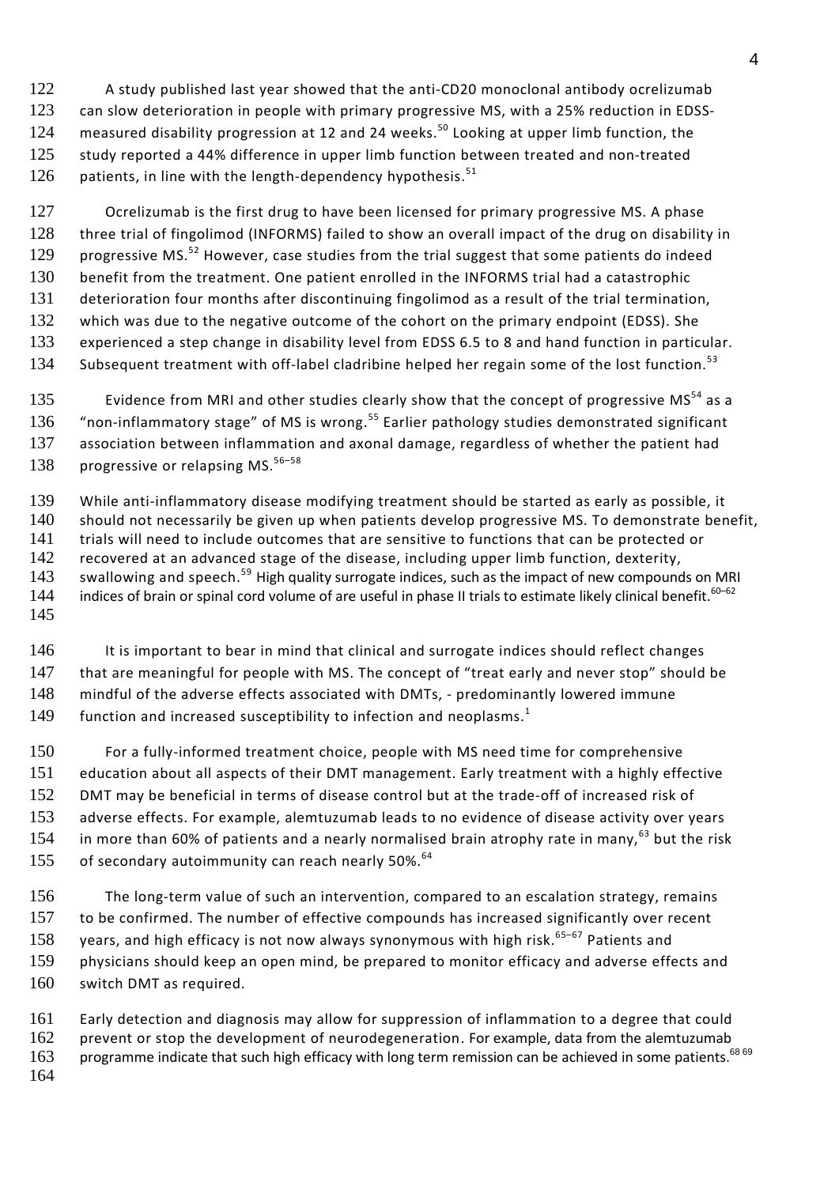A study published last year showed that the anti-CD20 monoclonal antibody ocrelizumab can slow deterioration in people with primary progressive MS, with a 25% reduction in EDSS-measured disability progression at 12 and 24 weeks.[50] Looking at upper limb function, the study reported a 44% difference in upper limb function between treated and non-treated patients, in line with the length-dependency hypothesis.[51]

Ocrelizumab is the first drug to have been licensed for primary progressive MS. A phase three trial of fingolimod (INFORMS) failed to show an overall impact of the drug on disability in progressive MS.[52] However, case studies from the trial suggest that some patients do indeed benefit from the treatment. One patient enrolled in the INFORMS trial had a catastrophic deterioration four months after discontinuing fingolimod as a result of the trial termination, which was due to the negative outcome of the cohort on the primary endpoint (EDSS). She experienced a step change in disability level from EDSS 6.5 to 8 and hand function in particular. Subsequent treatment with off-label cladribine helped her regain some of the lost function.[53]

Evidence from MRI and other studies clearly show that the concept of progressive MS[54] as a "non-inflammatory stage" of MS is wrong.[55] Earlier pathology studies demonstrated significant association between inflammation and axonal damage, regardless of whether the patient had progressive or relapsing MS.[56–58]

While anti-inflammatory disease modifying treatment should be started as early as possible, it should not necessarily be given up when patients develop progressive MS. To demonstrate benefit, trials will need to include outcomes that are sensitive to functions that can be protected or recovered at an advanced stage of the disease, including upper limb function, dexterity, swallowing and speech.[59] High quality surrogate indices, such as the impact of new compounds on MRI indices of brain or spinal cord volume of are useful in phase II trials to estimate likely clinical benefit.[60–62]

It is important to bear in mind that clinical and surrogate indices should reflect changes that are meaningful for people with MS. The concept of "treat early and never stop" should be mindful of the adverse effects associated with DMTs, - predominantly lowered immune function and increased susceptibility to infection and neoplasms.[1]

For a fully-informed treatment choice, people with MS need time for comprehensive education about all aspects of their DMT management. Early treatment with a highly effective DMT may be beneficial in terms of disease control but at the trade-off of increased risk of adverse effects. For example, alemtuzumab leads to no evidence of disease activity over years in more than 60% of patients and a nearly normalised brain atrophy rate in many,[63] but the risk of secondary autoimmunity can reach nearly 50%.[64]

The long-term value of such an intervention, compared to an escalation strategy, remains to be confirmed. The number of effective compounds has increased significantly over recent years, and high efficacy is not now always synonymous with high risk.[65–67] Patients and physicians should keep an open mind, be prepared to monitor efficacy and adverse effects and switch DMT as required.

Early detection and diagnosis may allow for suppression of inflammation to a degree that could prevent or stop the development of neurodegeneration. For example, data from the alemtuzumab programme indicate that such high efficacy with long term remission can be achieved in some patients.[68,69]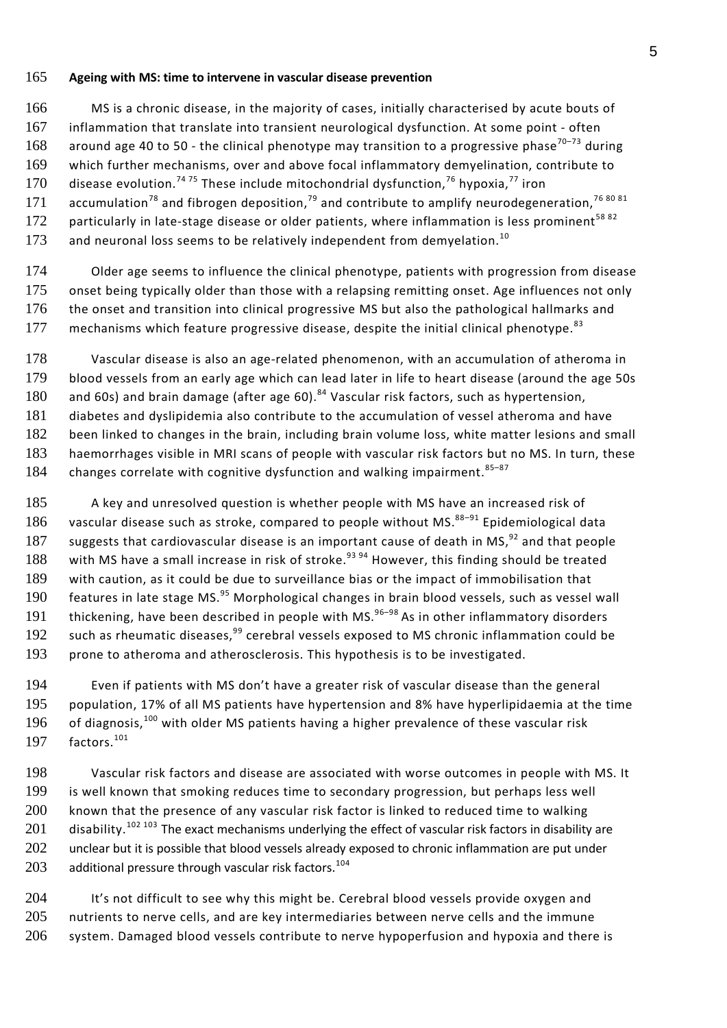**Ageing with MS: time to intervene in vascular disease prevention**

MS is a chronic disease, in the majority of cases, initially characterised by acute bouts of inflammation that translate into transient neurological dysfunction. At some point - often around age 40 to 50 - the clinical phenotype may transition to a progressive phase[70–73] during which further mechanisms, over and above focal inflammatory demyelination, contribute to disease evolution.[74 75] These include mitochondrial dysfunction,[76] hypoxia,[77] iron accumulation[78] and fibrogen deposition,[79] and contribute to amplify neurodegeneration,[76 80 81] particularly in late-stage disease or older patients, where inflammation is less prominent[58 82] and neuronal loss seems to be relatively independent from demyelation.[10]

Older age seems to influence the clinical phenotype, patients with progression from disease onset being typically older than those with a relapsing remitting onset. Age influences not only the onset and transition into clinical progressive MS but also the pathological hallmarks and mechanisms which feature progressive disease, despite the initial clinical phenotype.[83]

Vascular disease is also an age-related phenomenon, with an accumulation of atheroma in blood vessels from an early age which can lead later in life to heart disease (around the age 50s and 60s) and brain damage (after age 60).[84] Vascular risk factors, such as hypertension, diabetes and dyslipidemia also contribute to the accumulation of vessel atheroma and have been linked to changes in the brain, including brain volume loss, white matter lesions and small haemorrhages visible in MRI scans of people with vascular risk factors but no MS. In turn, these changes correlate with cognitive dysfunction and walking impairment.[85–87]

A key and unresolved question is whether people with MS have an increased risk of vascular disease such as stroke, compared to people without MS.[88–91] Epidemiological data suggests that cardiovascular disease is an important cause of death in MS,[92] and that people with MS have a small increase in risk of stroke.[93 94] However, this finding should be treated with caution, as it could be due to surveillance bias or the impact of immobilisation that features in late stage MS.[95] Morphological changes in brain blood vessels, such as vessel wall thickening, have been described in people with MS.[96–98] As in other inflammatory disorders such as rheumatic diseases,[99] cerebral vessels exposed to MS chronic inflammation could be prone to atheroma and atherosclerosis. This hypothesis is to be investigated.

Even if patients with MS don't have a greater risk of vascular disease than the general population, 17% of all MS patients have hypertension and 8% have hyperlipidaemia at the time of diagnosis,[100] with older MS patients having a higher prevalence of these vascular risk factors.[101]

Vascular risk factors and disease are associated with worse outcomes in people with MS. It is well known that smoking reduces time to secondary progression, but perhaps less well known that the presence of any vascular risk factor is linked to reduced time to walking disability.[102 103] The exact mechanisms underlying the effect of vascular risk factors in disability are unclear but it is possible that blood vessels already exposed to chronic inflammation are put under additional pressure through vascular risk factors.[104]

It's not difficult to see why this might be. Cerebral blood vessels provide oxygen and nutrients to nerve cells, and are key intermediaries between nerve cells and the immune system. Damaged blood vessels contribute to nerve hypoperfusion and hypoxia and there is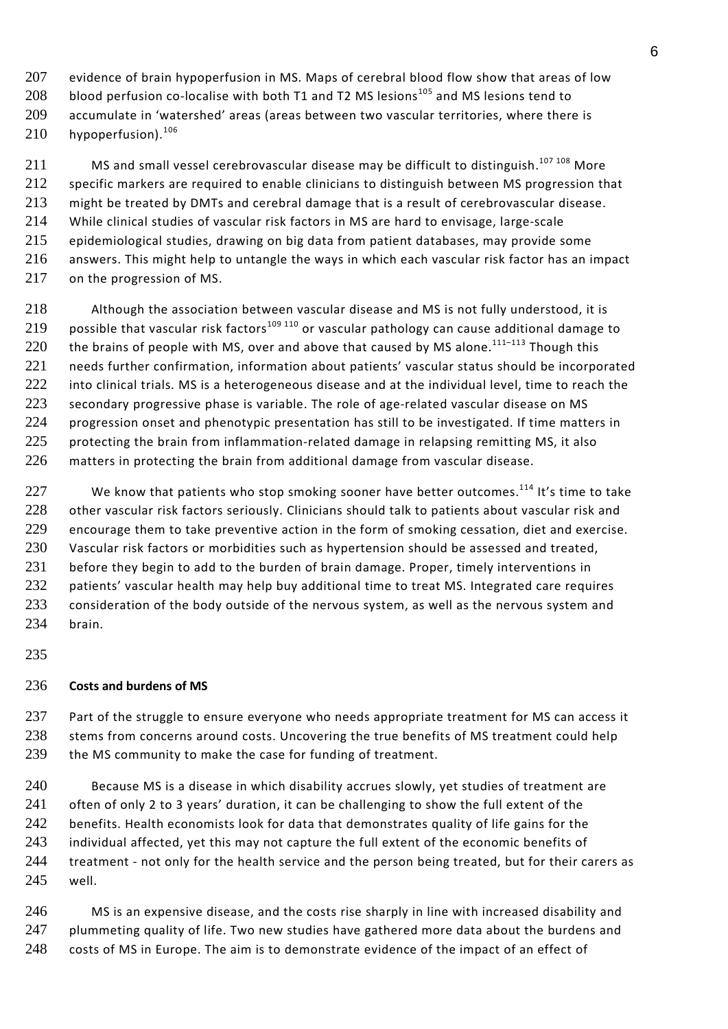evidence of brain hypoperfusion in MS. Maps of cerebral blood flow show that areas of low blood perfusion co-localise with both T1 and T2 MS lesions[105] and MS lesions tend to accumulate in 'watershed' areas (areas between two vascular territories, where there is hypoperfusion).[106]

MS and small vessel cerebrovascular disease may be difficult to distinguish.[107 108] More specific markers are required to enable clinicians to distinguish between MS progression that might be treated by DMTs and cerebral damage that is a result of cerebrovascular disease. While clinical studies of vascular risk factors in MS are hard to envisage, large-scale epidemiological studies, drawing on big data from patient databases, may provide some answers. This might help to untangle the ways in which each vascular risk factor has an impact on the progression of MS.

Although the association between vascular disease and MS is not fully understood, it is possible that vascular risk factors[109 110] or vascular pathology can cause additional damage to the brains of people with MS, over and above that caused by MS alone.[111–113] Though this needs further confirmation, information about patients' vascular status should be incorporated into clinical trials. MS is a heterogeneous disease and at the individual level, time to reach the secondary progressive phase is variable. The role of age-related vascular disease on MS progression onset and phenotypic presentation has still to be investigated. If time matters in protecting the brain from inflammation-related damage in relapsing remitting MS, it also matters in protecting the brain from additional damage from vascular disease.

We know that patients who stop smoking sooner have better outcomes.[114] It's time to take other vascular risk factors seriously. Clinicians should talk to patients about vascular risk and encourage them to take preventive action in the form of smoking cessation, diet and exercise. Vascular risk factors or morbidities such as hypertension should be assessed and treated, before they begin to add to the burden of brain damage. Proper, timely interventions in patients' vascular health may help buy additional time to treat MS. Integrated care requires consideration of the body outside of the nervous system, as well as the nervous system and brain.

**Costs and burdens of MS**

Part of the struggle to ensure everyone who needs appropriate treatment for MS can access it stems from concerns around costs. Uncovering the true benefits of MS treatment could help the MS community to make the case for funding of treatment.

Because MS is a disease in which disability accrues slowly, yet studies of treatment are often of only 2 to 3 years' duration, it can be challenging to show the full extent of the benefits. Health economists look for data that demonstrates quality of life gains for the individual affected, yet this may not capture the full extent of the economic benefits of treatment - not only for the health service and the person being treated, but for their carers as well.

MS is an expensive disease, and the costs rise sharply in line with increased disability and plummeting quality of life. Two new studies have gathered more data about the burdens and costs of MS in Europe. The aim is to demonstrate evidence of the impact of an effect of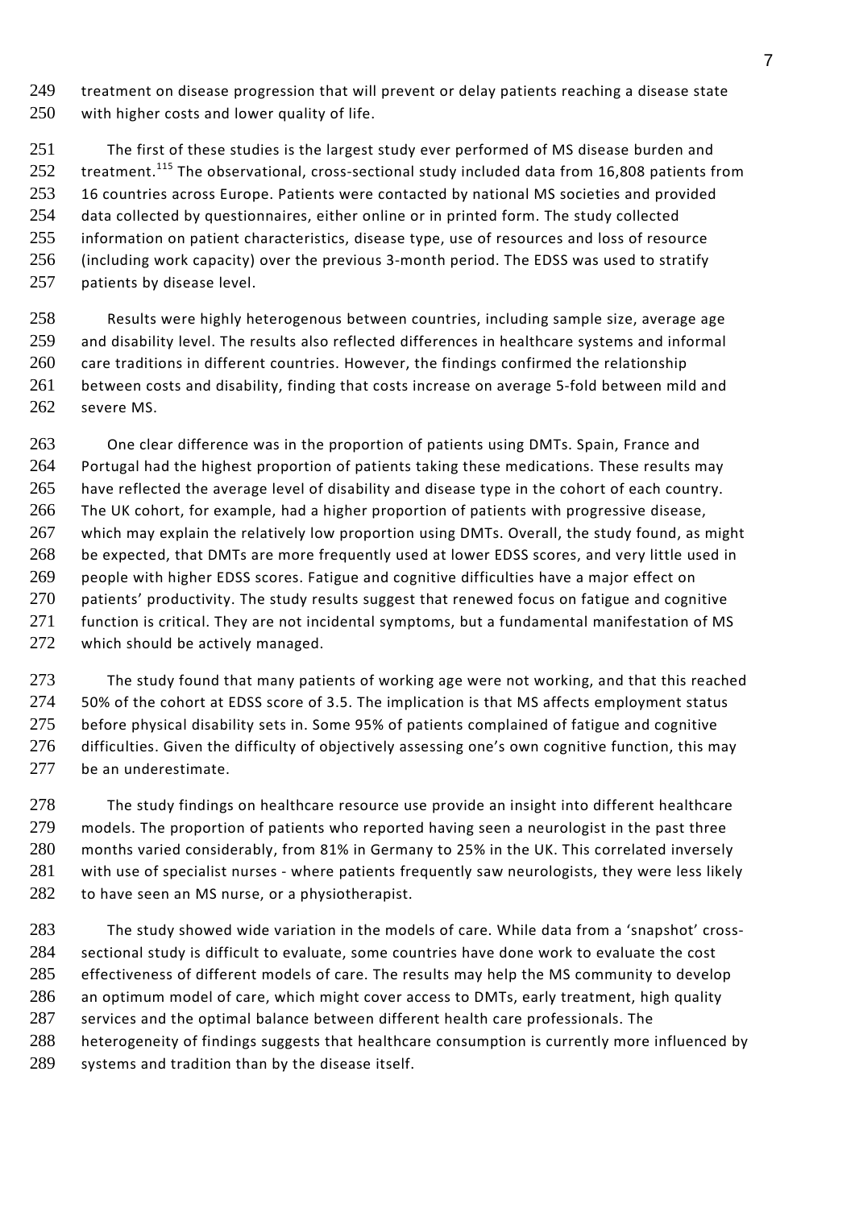treatment on disease progression that will prevent or delay patients reaching a disease state with higher costs and lower quality of life.

The first of these studies is the largest study ever performed of MS disease burden and treatment.[115] The observational, cross-sectional study included data from 16,808 patients from 16 countries across Europe. Patients were contacted by national MS societies and provided data collected by questionnaires, either online or in printed form. The study collected information on patient characteristics, disease type, use of resources and loss of resource (including work capacity) over the previous 3-month period. The EDSS was used to stratify patients by disease level.

Results were highly heterogenous between countries, including sample size, average age and disability level. The results also reflected differences in healthcare systems and informal care traditions in different countries. However, the findings confirmed the relationship between costs and disability, finding that costs increase on average 5-fold between mild and severe MS.

One clear difference was in the proportion of patients using DMTs. Spain, France and Portugal had the highest proportion of patients taking these medications. These results may have reflected the average level of disability and disease type in the cohort of each country. The UK cohort, for example, had a higher proportion of patients with progressive disease, which may explain the relatively low proportion using DMTs. Overall, the study found, as might be expected, that DMTs are more frequently used at lower EDSS scores, and very little used in people with higher EDSS scores. Fatigue and cognitive difficulties have a major effect on patients' productivity. The study results suggest that renewed focus on fatigue and cognitive function is critical. They are not incidental symptoms, but a fundamental manifestation of MS which should be actively managed.

The study found that many patients of working age were not working, and that this reached 50% of the cohort at EDSS score of 3.5. The implication is that MS affects employment status before physical disability sets in. Some 95% of patients complained of fatigue and cognitive difficulties. Given the difficulty of objectively assessing one's own cognitive function, this may be an underestimate.

The study findings on healthcare resource use provide an insight into different healthcare models. The proportion of patients who reported having seen a neurologist in the past three months varied considerably, from 81% in Germany to 25% in the UK. This correlated inversely with use of specialist nurses - where patients frequently saw neurologists, they were less likely to have seen an MS nurse, or a physiotherapist.

The study showed wide variation in the models of care. While data from a 'snapshot' cross-sectional study is difficult to evaluate, some countries have done work to evaluate the cost effectiveness of different models of care. The results may help the MS community to develop an optimum model of care, which might cover access to DMTs, early treatment, high quality services and the optimal balance between different health care professionals. The heterogeneity of findings suggests that healthcare consumption is currently more influenced by systems and tradition than by the disease itself.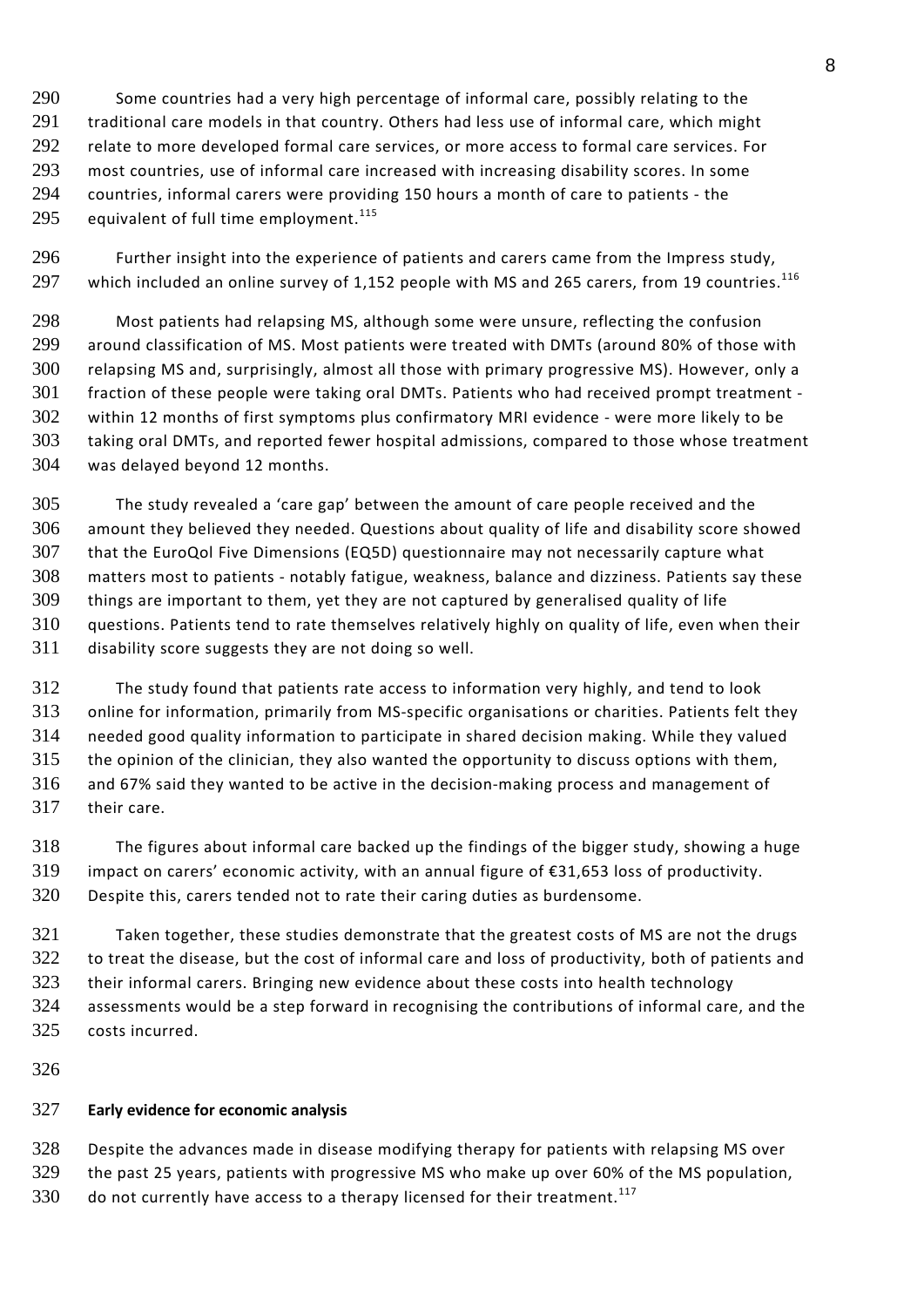Some countries had a very high percentage of informal care, possibly relating to the traditional care models in that country. Others had less use of informal care, which might relate to more developed formal care services, or more access to formal care services. For most countries, use of informal care increased with increasing disability scores. In some countries, informal carers were providing 150 hours a month of care to patients - the equivalent of full time employment.[115]

Further insight into the experience of patients and carers came from the Impress study, which included an online survey of 1,152 people with MS and 265 carers, from 19 countries.[116]

Most patients had relapsing MS, although some were unsure, reflecting the confusion around classification of MS. Most patients were treated with DMTs (around 80% of those with relapsing MS and, surprisingly, almost all those with primary progressive MS). However, only a fraction of these people were taking oral DMTs. Patients who had received prompt treatment - within 12 months of first symptoms plus confirmatory MRI evidence - were more likely to be taking oral DMTs, and reported fewer hospital admissions, compared to those whose treatment was delayed beyond 12 months.

The study revealed a 'care gap' between the amount of care people received and the amount they believed they needed. Questions about quality of life and disability score showed that the EuroQol Five Dimensions (EQ5D) questionnaire may not necessarily capture what matters most to patients - notably fatigue, weakness, balance and dizziness. Patients say these things are important to them, yet they are not captured by generalised quality of life questions. Patients tend to rate themselves relatively highly on quality of life, even when their disability score suggests they are not doing so well.

The study found that patients rate access to information very highly, and tend to look online for information, primarily from MS-specific organisations or charities. Patients felt they needed good quality information to participate in shared decision making. While they valued the opinion of the clinician, they also wanted the opportunity to discuss options with them, and 67% said they wanted to be active in the decision-making process and management of their care.

The figures about informal care backed up the findings of the bigger study, showing a huge impact on carers' economic activity, with an annual figure of €31,653 loss of productivity. Despite this, carers tended not to rate their caring duties as burdensome.

Taken together, these studies demonstrate that the greatest costs of MS are not the drugs to treat the disease, but the cost of informal care and loss of productivity, both of patients and their informal carers. Bringing new evidence about these costs into health technology assessments would be a step forward in recognising the contributions of informal care, and the costs incurred.

**Early evidence for economic analysis**

Despite the advances made in disease modifying therapy for patients with relapsing MS over the past 25 years, patients with progressive MS who make up over 60% of the MS population, do not currently have access to a therapy licensed for their treatment.[117]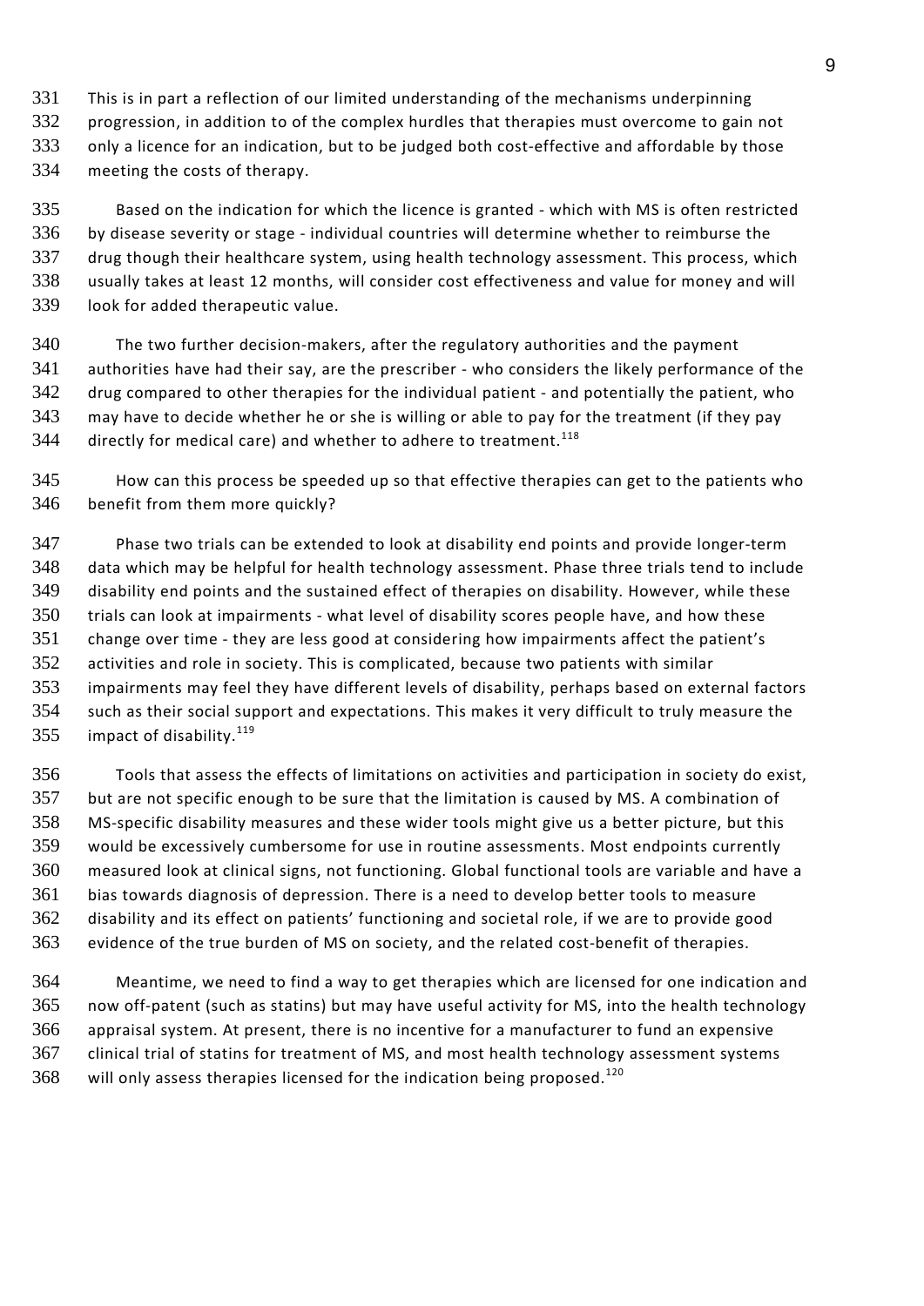This is in part a reflection of our limited understanding of the mechanisms underpinning progression, in addition to of the complex hurdles that therapies must overcome to gain not only a licence for an indication, but to be judged both cost-effective and affordable by those meeting the costs of therapy.

Based on the indication for which the licence is granted - which with MS is often restricted by disease severity or stage - individual countries will determine whether to reimburse the drug though their healthcare system, using health technology assessment. This process, which usually takes at least 12 months, will consider cost effectiveness and value for money and will look for added therapeutic value.

The two further decision-makers, after the regulatory authorities and the payment authorities have had their say, are the prescriber - who considers the likely performance of the drug compared to other therapies for the individual patient - and potentially the patient, who may have to decide whether he or she is willing or able to pay for the treatment (if they pay directly for medical care) and whether to adhere to treatment.[118]

How can this process be speeded up so that effective therapies can get to the patients who benefit from them more quickly?

Phase two trials can be extended to look at disability end points and provide longer-term data which may be helpful for health technology assessment. Phase three trials tend to include disability end points and the sustained effect of therapies on disability. However, while these trials can look at impairments - what level of disability scores people have, and how these change over time - they are less good at considering how impairments affect the patient's activities and role in society. This is complicated, because two patients with similar impairments may feel they have different levels of disability, perhaps based on external factors such as their social support and expectations. This makes it very difficult to truly measure the impact of disability.[119]

Tools that assess the effects of limitations on activities and participation in society do exist, but are not specific enough to be sure that the limitation is caused by MS. A combination of MS-specific disability measures and these wider tools might give us a better picture, but this would be excessively cumbersome for use in routine assessments. Most endpoints currently measured look at clinical signs, not functioning. Global functional tools are variable and have a bias towards diagnosis of depression. There is a need to develop better tools to measure disability and its effect on patients' functioning and societal role, if we are to provide good evidence of the true burden of MS on society, and the related cost-benefit of therapies.

Meantime, we need to find a way to get therapies which are licensed for one indication and now off-patent (such as statins) but may have useful activity for MS, into the health technology appraisal system. At present, there is no incentive for a manufacturer to fund an expensive clinical trial of statins for treatment of MS, and most health technology assessment systems will only assess therapies licensed for the indication being proposed.[120]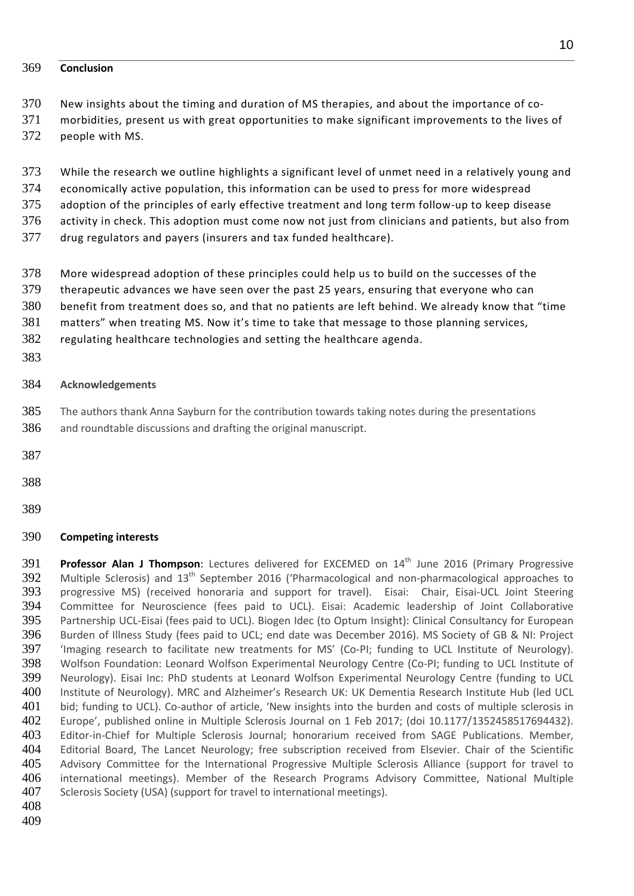## Conclusion

New insights about the timing and duration of MS therapies, and about the importance of co-morbidities, present us with great opportunities to make significant improvements to the lives of people with MS.

While the research we outline highlights a significant level of unmet need in a relatively young and economically active population, this information can be used to press for more widespread adoption of the principles of early effective treatment and long term follow-up to keep disease activity in check. This adoption must come now not just from clinicians and patients, but also from drug regulators and payers (insurers and tax funded healthcare).

More widespread adoption of these principles could help us to build on the successes of the therapeutic advances we have seen over the past 25 years, ensuring that everyone who can benefit from treatment does so, and that no patients are left behind. We already know that "time matters" when treating MS. Now it's time to take that message to those planning services, regulating healthcare technologies and setting the healthcare agenda.

## Acknowledgements

The authors thank Anna Sayburn for the contribution towards taking notes during the presentations and roundtable discussions and drafting the original manuscript.

## Competing interests

**Professor Alan J Thompson**: Lectures delivered for EXCEMED on 14th June 2016 (Primary Progressive Multiple Sclerosis) and 13th September 2016 ('Pharmacological and non-pharmacological approaches to progressive MS) (received honoraria and support for travel). Eisai: Chair, Eisai-UCL Joint Steering Committee for Neuroscience (fees paid to UCL). Eisai: Academic leadership of Joint Collaborative Partnership UCL-Eisai (fees paid to UCL). Biogen Idec (to Optum Insight): Clinical Consultancy for European Burden of Illness Study (fees paid to UCL; end date was December 2016). MS Society of GB & NI: Project 'Imaging research to facilitate new treatments for MS' (Co-PI; funding to UCL Institute of Neurology). Wolfson Foundation: Leonard Wolfson Experimental Neurology Centre (Co-PI; funding to UCL Institute of Neurology). Eisai Inc: PhD students at Leonard Wolfson Experimental Neurology Centre (funding to UCL Institute of Neurology). MRC and Alzheimer's Research UK: UK Dementia Research Institute Hub (led UCL bid; funding to UCL). Co-author of article, 'New insights into the burden and costs of multiple sclerosis in Europe', published online in Multiple Sclerosis Journal on 1 Feb 2017; (doi 10.1177/1352458517694432). Editor-in-Chief for Multiple Sclerosis Journal; honorarium received from SAGE Publications. Member, Editorial Board, The Lancet Neurology; free subscription received from Elsevier. Chair of the Scientific Advisory Committee for the International Progressive Multiple Sclerosis Alliance (support for travel to international meetings). Member of the Research Programs Advisory Committee, National Multiple Sclerosis Society (USA) (support for travel to international meetings).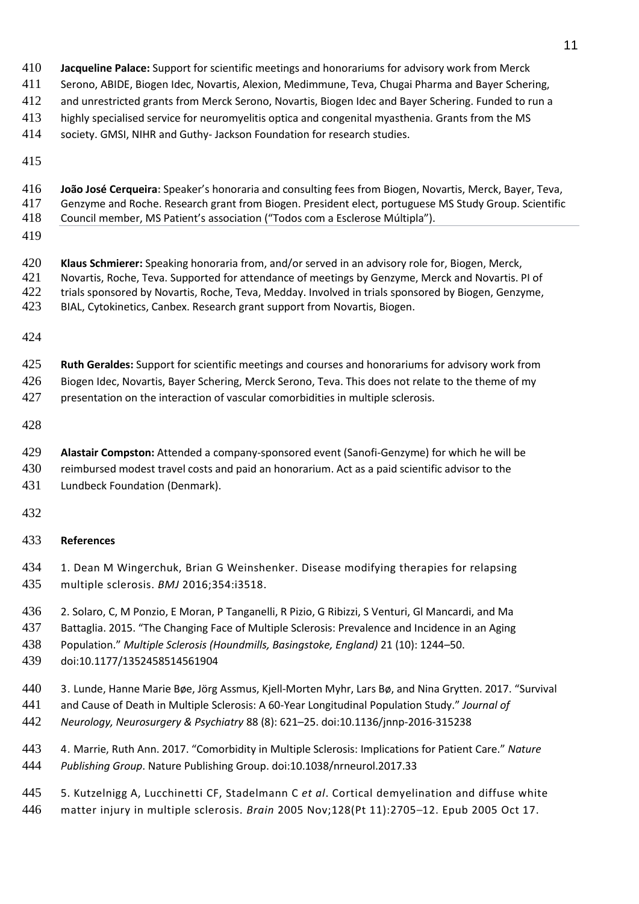**Jacqueline Palace:** Support for scientific meetings and honorariums for advisory work from Merck Serono, ABIDE, Biogen Idec, Novartis, Alexion, Medimmune, Teva, Chugai Pharma and Bayer Schering, and unrestricted grants from Merck Serono, Novartis, Biogen Idec and Bayer Schering. Funded to run a highly specialised service for neuromyelitis optica and congenital myasthenia. Grants from the MS society. GMSI, NIHR and Guthy- Jackson Foundation for research studies.

**João José Cerqueira:** Speaker's honoraria and consulting fees from Biogen, Novartis, Merck, Bayer, Teva, Genzyme and Roche. Research grant from Biogen. President elect, portuguese MS Study Group. Scientific Council member, MS Patient's association ("Todos com a Esclerose Múltipla").

**Klaus Schmierer:** Speaking honoraria from, and/or served in an advisory role for, Biogen, Merck, Novartis, Roche, Teva. Supported for attendance of meetings by Genzyme, Merck and Novartis. PI of trials sponsored by Novartis, Roche, Teva, Medday. Involved in trials sponsored by Biogen, Genzyme, BIAL, Cytokinetics, Canbex. Research grant support from Novartis, Biogen.

**Ruth Geraldes:** Support for scientific meetings and courses and honorariums for advisory work from Biogen Idec, Novartis, Bayer Schering, Merck Serono, Teva. This does not relate to the theme of my presentation on the interaction of vascular comorbidities in multiple sclerosis.

**Alastair Compston:** Attended a company-sponsored event (Sanofi-Genzyme) for which he will be reimbursed modest travel costs and paid an honorarium. Act as a paid scientific advisor to the Lundbeck Foundation (Denmark).

**References**

1. Dean M Wingerchuk, Brian G Weinshenker. Disease modifying therapies for relapsing multiple sclerosis. *BMJ* 2016;354:i3518.

2. Solaro, C, M Ponzio, E Moran, P Tanganelli, R Pizio, G Ribizzi, S Venturi, Gl Mancardi, and Ma Battaglia. 2015. "The Changing Face of Multiple Sclerosis: Prevalence and Incidence in an Aging Population." *Multiple Sclerosis (Houndmills, Basingstoke, England)* 21 (10): 1244–50. doi:10.1177/1352458514561904

3. Lunde, Hanne Marie Bøe, Jörg Assmus, Kjell-Morten Myhr, Lars Bø, and Nina Grytten. 2017. "Survival and Cause of Death in Multiple Sclerosis: A 60-Year Longitudinal Population Study." *Journal of Neurology, Neurosurgery & Psychiatry* 88 (8): 621–25. doi:10.1136/jnnp-2016-315238

4. Marrie, Ruth Ann. 2017. "Comorbidity in Multiple Sclerosis: Implications for Patient Care." *Nature Publishing Group*. Nature Publishing Group. doi:10.1038/nrneurol.2017.33

5. Kutzelnigg A, Lucchinetti CF, Stadelmann C *et al*. Cortical demyelination and diffuse white matter injury in multiple sclerosis. *Brain* 2005 Nov;128(Pt 11):2705–12. Epub 2005 Oct 17.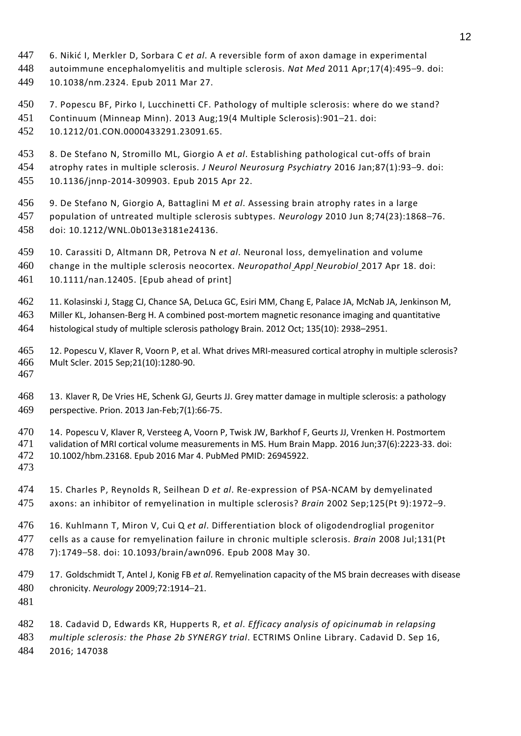6. Nikić I, Merkler D, Sorbara C *et al*. A reversible form of axon damage in experimental autoimmune encephalomyelitis and multiple sclerosis. *Nat Med* 2011 Apr;17(4):495–9. doi: 10.1038/nm.2324. Epub 2011 Mar 27.

7. Popescu BF, Pirko I, Lucchinetti CF. Pathology of multiple sclerosis: where do we stand? Continuum (Minneap Minn). 2013 Aug;19(4 Multiple Sclerosis):901–21. doi: 10.1212/01.CON.0000433291.23091.65.

8. De Stefano N, Stromillo ML, Giorgio A *et al*. Establishing pathological cut-offs of brain atrophy rates in multiple sclerosis. *J Neurol Neurosurg Psychiatry* 2016 Jan;87(1):93–9. doi: 10.1136/jnnp-2014-309903. Epub 2015 Apr 22.

9. De Stefano N, Giorgio A, Battaglini M *et al*. Assessing brain atrophy rates in a large population of untreated multiple sclerosis subtypes. *Neurology* 2010 Jun 8;74(23):1868–76. doi: 10.1212/WNL.0b013e3181e24136.

10. Carassiti D, Altmann DR, Petrova N *et al*. Neuronal loss, demyelination and volume change in the multiple sclerosis neocortex. *Neuropathol Appl Neurobiol* 2017 Apr 18. doi: 10.1111/nan.12405. [Epub ahead of print]

11. Kolasinski J, Stagg CJ, Chance SA, DeLuca GC, Esiri MM, Chang E, Palace JA, McNab JA, Jenkinson M, Miller KL, Johansen-Berg H. A combined post-mortem magnetic resonance imaging and quantitative histological study of multiple sclerosis pathology Brain. 2012 Oct; 135(10): 2938–2951.

12. Popescu V, Klaver R, Voorn P, et al. What drives MRI-measured cortical atrophy in multiple sclerosis? Mult Scler. 2015 Sep;21(10):1280-90.

13. Klaver R, De Vries HE, Schenk GJ, Geurts JJ. Grey matter damage in multiple sclerosis: a pathology perspective. Prion. 2013 Jan-Feb;7(1):66-75.

14. Popescu V, Klaver R, Versteeg A, Voorn P, Twisk JW, Barkhof F, Geurts JJ, Vrenken H. Postmortem validation of MRI cortical volume measurements in MS. Hum Brain Mapp. 2016 Jun;37(6):2223-33. doi: 10.1002/hbm.23168. Epub 2016 Mar 4. PubMed PMID: 26945922.

15. Charles P, Reynolds R, Seilhean D *et al*. Re-expression of PSA-NCAM by demyelinated axons: an inhibitor of remyelination in multiple sclerosis? *Brain* 2002 Sep;125(Pt 9):1972–9.

16. Kuhlmann T, Miron V, Cui Q *et al*. Differentiation block of oligodendroglial progenitor cells as a cause for remyelination failure in chronic multiple sclerosis. *Brain* 2008 Jul;131(Pt 7):1749–58. doi: 10.1093/brain/awn096. Epub 2008 May 30.

17. Goldschmidt T, Antel J, Konig FB *et al*. Remyelination capacity of the MS brain decreases with disease chronicity. *Neurology* 2009;72:1914–21.

18. Cadavid D, Edwards KR, Hupperts R, *et al*. *Efficacy analysis of opicinumab in relapsing multiple sclerosis: the Phase 2b SYNERGY trial*. ECTRIMS Online Library. Cadavid D. Sep 16, 2016; 147038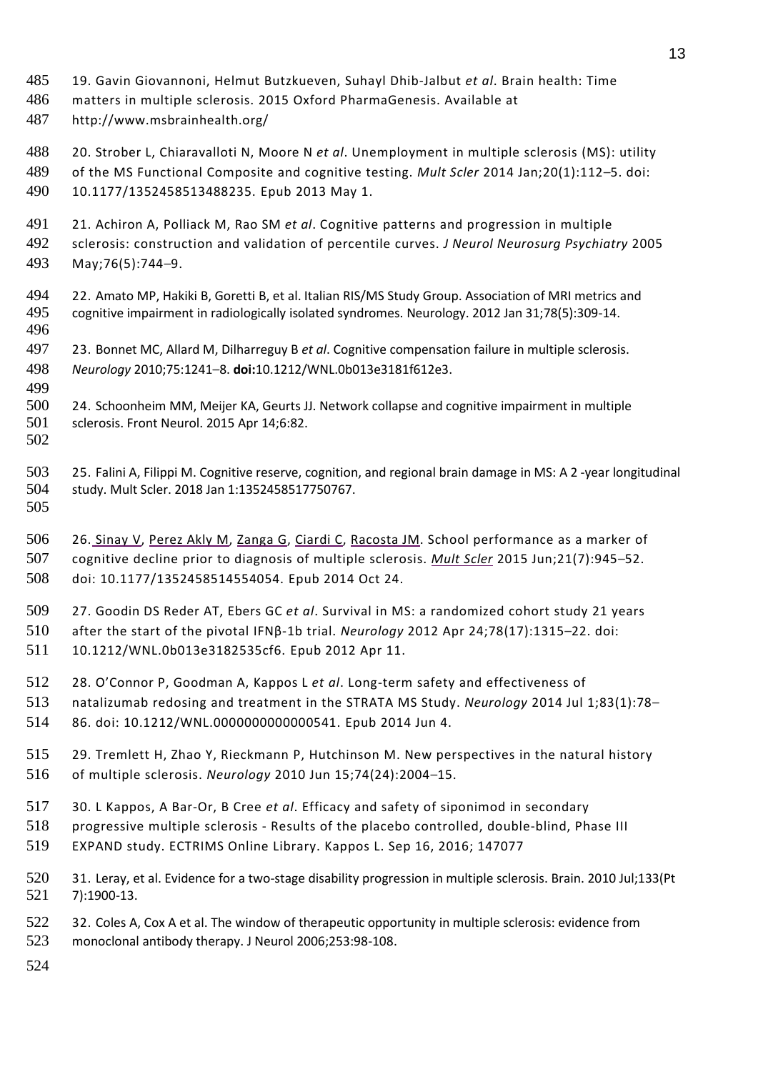19. Gavin Giovannoni, Helmut Butzkueven, Suhayl Dhib-Jalbut *et al*. Brain health: Time matters in multiple sclerosis. 2015 Oxford PharmaGenesis. Available at http://www.msbrainhealth.org/

20. Strober L, Chiaravalloti N, Moore N *et al*. Unemployment in multiple sclerosis (MS): utility of the MS Functional Composite and cognitive testing. *Mult Scler* 2014 Jan;20(1):112–5. doi: 10.1177/1352458513488235. Epub 2013 May 1.

21. Achiron A, Polliack M, Rao SM *et al*. Cognitive patterns and progression in multiple sclerosis: construction and validation of percentile curves. *J Neurol Neurosurg Psychiatry* 2005 May;76(5):744–9.

22. Amato MP, Hakiki B, Goretti B, et al. Italian RIS/MS Study Group. Association of MRI metrics and cognitive impairment in radiologically isolated syndromes. Neurology. 2012 Jan 31;78(5):309-14.

23. Bonnet MC, Allard M, Dilharreguy B *et al*. Cognitive compensation failure in multiple sclerosis. *Neurology* 2010;75:1241–8. **doi:**10.1212/WNL.0b013e3181f612e3.

24. Schoonheim MM, Meijer KA, Geurts JJ. Network collapse and cognitive impairment in multiple sclerosis. Front Neurol. 2015 Apr 14;6:82.

25. Falini A, Filippi M. Cognitive reserve, cognition, and regional brain damage in MS: A 2 -year longitudinal study. Mult Scler. 2018 Jan 1:1352458517750767.

26. Sinay V, Perez Akly M, Zanga G, Ciardi C, Racosta JM. School performance as a marker of cognitive decline prior to diagnosis of multiple sclerosis. *Mult Scler* 2015 Jun;21(7):945–52. doi: 10.1177/1352458514554054. Epub 2014 Oct 24.

27. Goodin DS Reder AT, Ebers GC *et al*. Survival in MS: a randomized cohort study 21 years after the start of the pivotal IFNβ-1b trial. *Neurology* 2012 Apr 24;78(17):1315–22. doi: 10.1212/WNL.0b013e3182535cf6. Epub 2012 Apr 11.

28. O'Connor P, Goodman A, Kappos L *et al*. Long-term safety and effectiveness of natalizumab redosing and treatment in the STRATA MS Study. *Neurology* 2014 Jul 1;83(1):78–86. doi: 10.1212/WNL.0000000000000541. Epub 2014 Jun 4.

29. Tremlett H, Zhao Y, Rieckmann P, Hutchinson M. New perspectives in the natural history of multiple sclerosis. *Neurology* 2010 Jun 15;74(24):2004–15.

30. L Kappos, A Bar-Or, B Cree *et al*. Efficacy and safety of siponimod in secondary progressive multiple sclerosis - Results of the placebo controlled, double-blind, Phase III EXPAND study. ECTRIMS Online Library. Kappos L. Sep 16, 2016; 147077

31. Leray, et al. Evidence for a two-stage disability progression in multiple sclerosis. Brain. 2010 Jul;133(Pt 7):1900-13.

32. Coles A, Cox A et al. The window of therapeutic opportunity in multiple sclerosis: evidence from monoclonal antibody therapy. J Neurol 2006;253:98-108.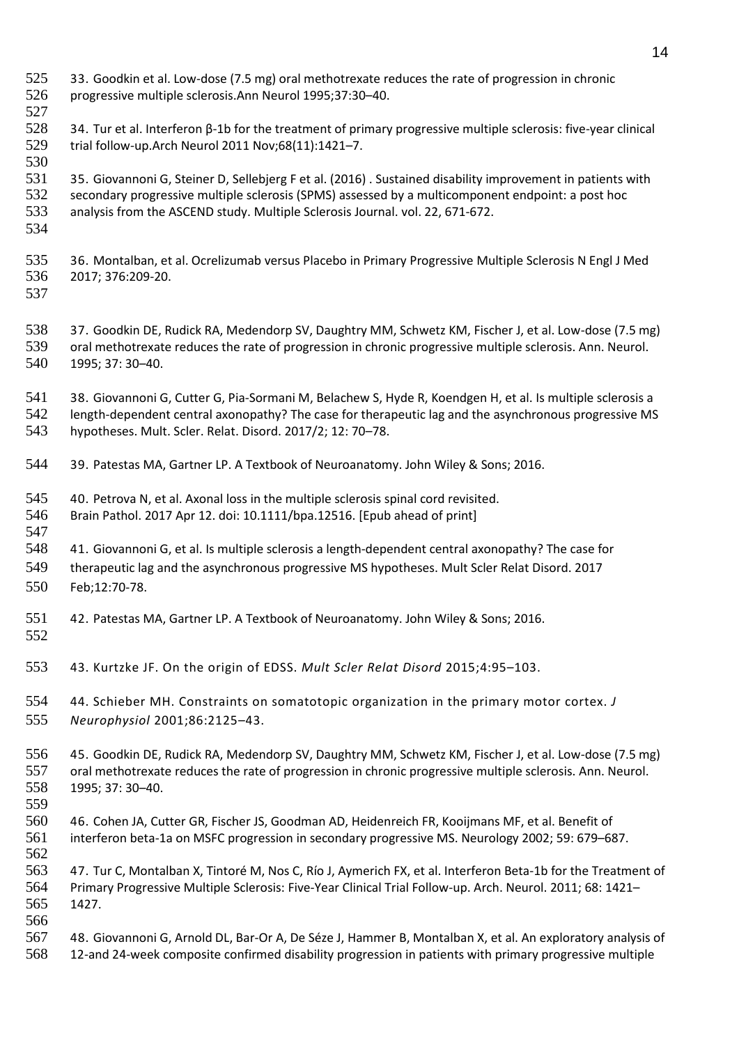33. Goodkin et al. Low-dose (7.5 mg) oral methotrexate reduces the rate of progression in chronic progressive multiple sclerosis.Ann Neurol 1995;37:30–40.

34. Tur et al. Interferon β-1b for the treatment of primary progressive multiple sclerosis: five-year clinical trial follow-up.Arch Neurol 2011 Nov;68(11):1421–7.

35. Giovannoni G, Steiner D, Sellebjerg F et al. (2016) . Sustained disability improvement in patients with secondary progressive multiple sclerosis (SPMS) assessed by a multicomponent endpoint: a post hoc analysis from the ASCEND study. Multiple Sclerosis Journal. vol. 22, 671-672.

36. Montalban, et al. Ocrelizumab versus Placebo in Primary Progressive Multiple Sclerosis N Engl J Med 2017; 376:209-20.

37. Goodkin DE, Rudick RA, Medendorp SV, Daughtry MM, Schwetz KM, Fischer J, et al. Low-dose (7.5 mg) oral methotrexate reduces the rate of progression in chronic progressive multiple sclerosis. Ann. Neurol. 1995; 37: 30–40.

38. Giovannoni G, Cutter G, Pia-Sormani M, Belachew S, Hyde R, Koendgen H, et al. Is multiple sclerosis a length-dependent central axonopathy? The case for therapeutic lag and the asynchronous progressive MS hypotheses. Mult. Scler. Relat. Disord. 2017/2; 12: 70–78.

39. Patestas MA, Gartner LP. A Textbook of Neuroanatomy. John Wiley & Sons; 2016.

40. Petrova N, et al. Axonal loss in the multiple sclerosis spinal cord revisited. Brain Pathol. 2017 Apr 12. doi: 10.1111/bpa.12516. [Epub ahead of print]

41. Giovannoni G, et al. Is multiple sclerosis a length-dependent central axonopathy? The case for therapeutic lag and the asynchronous progressive MS hypotheses. Mult Scler Relat Disord. 2017 Feb;12:70-78.

42. Patestas MA, Gartner LP. A Textbook of Neuroanatomy. John Wiley & Sons; 2016.

43. Kurtzke JF. On the origin of EDSS. *Mult Scler Relat Disord* 2015;4:95–103.

44. Schieber MH. Constraints on somatotopic organization in the primary motor cortex. *J Neurophysiol* 2001;86:2125–43.

45. Goodkin DE, Rudick RA, Medendorp SV, Daughtry MM, Schwetz KM, Fischer J, et al. Low-dose (7.5 mg) oral methotrexate reduces the rate of progression in chronic progressive multiple sclerosis. Ann. Neurol. 1995; 37: 30–40.

46. Cohen JA, Cutter GR, Fischer JS, Goodman AD, Heidenreich FR, Kooijmans MF, et al. Benefit of interferon beta-1a on MSFC progression in secondary progressive MS. Neurology 2002; 59: 679–687.

47. Tur C, Montalban X, Tintoré M, Nos C, Río J, Aymerich FX, et al. Interferon Beta-1b for the Treatment of Primary Progressive Multiple Sclerosis: Five-Year Clinical Trial Follow-up. Arch. Neurol. 2011; 68: 1421–1427.

48. Giovannoni G, Arnold DL, Bar-Or A, De Séze J, Hammer B, Montalban X, et al. An exploratory analysis of 12-and 24-week composite confirmed disability progression in patients with primary progressive multiple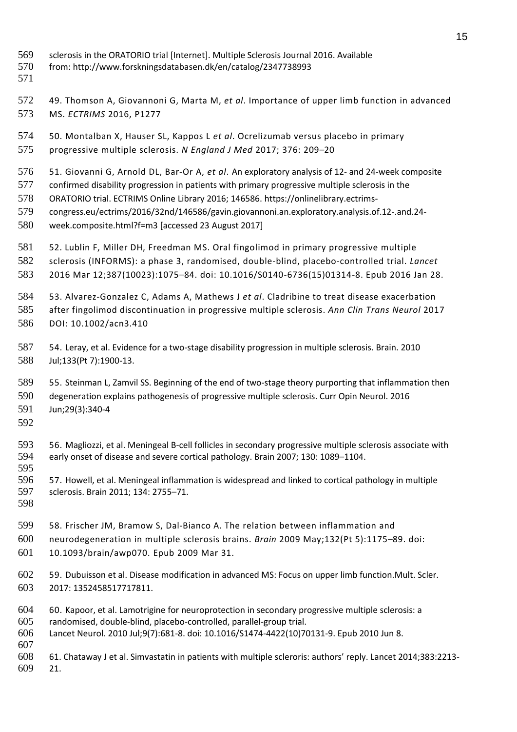sclerosis in the ORATORIO trial [Internet]. Multiple Sclerosis Journal 2016. Available from: http://www.forskningsdatabasen.dk/en/catalog/2347738993

49. Thomson A, Giovannoni G, Marta M, *et al*. Importance of upper limb function in advanced MS. *ECTRIMS* 2016, P1277

50. Montalban X, Hauser SL, Kappos L *et al*. Ocrelizumab versus placebo in primary progressive multiple sclerosis. *N England J Med* 2017; 376: 209–20

51. Giovanni G, Arnold DL, Bar-Or A, *et al*. An exploratory analysis of 12- and 24-week composite confirmed disability progression in patients with primary progressive multiple sclerosis in the ORATORIO trial. ECTRIMS Online Library 2016; 146586. https://onlinelibrary.ectrims-congress.eu/ectrims/2016/32nd/146586/gavin.giovannoni.an.exploratory.analysis.of.12-.and.24-week.composite.html?f=m3 [accessed 23 August 2017]

52. Lublin F, Miller DH, Freedman MS. Oral fingolimod in primary progressive multiple sclerosis (INFORMS): a phase 3, randomised, double-blind, placebo-controlled trial. *Lancet* 2016 Mar 12;387(10023):1075–84. doi: 10.1016/S0140-6736(15)01314-8. Epub 2016 Jan 28.

53. Alvarez-Gonzalez C, Adams A, Mathews J *et al*. Cladribine to treat disease exacerbation after fingolimod discontinuation in progressive multiple sclerosis. *Ann Clin Trans Neurol* 2017 DOI: 10.1002/acn3.410

54. Leray, et al. Evidence for a two-stage disability progression in multiple sclerosis. Brain. 2010 Jul;133(Pt 7):1900-13.

55. Steinman L, Zamvil SS. Beginning of the end of two-stage theory purporting that inflammation then degeneration explains pathogenesis of progressive multiple sclerosis. Curr Opin Neurol. 2016 Jun;29(3):340-4

56. Magliozzi, et al. Meningeal B-cell follicles in secondary progressive multiple sclerosis associate with early onset of disease and severe cortical pathology. Brain 2007; 130: 1089–1104.

57. Howell, et al. Meningeal inflammation is widespread and linked to cortical pathology in multiple sclerosis. Brain 2011; 134: 2755–71.

58. Frischer JM, Bramow S, Dal-Bianco A. The relation between inflammation and neurodegeneration in multiple sclerosis brains. *Brain* 2009 May;132(Pt 5):1175–89. doi: 10.1093/brain/awp070. Epub 2009 Mar 31.

59. Dubuisson et al. Disease modification in advanced MS: Focus on upper limb function.Mult. Scler. 2017: 1352458517717811.

60. Kapoor, et al. Lamotrigine for neuroprotection in secondary progressive multiple sclerosis: a randomised, double-blind, placebo-controlled, parallel-group trial. Lancet Neurol. 2010 Jul;9(7):681-8. doi: 10.1016/S1474-4422(10)70131-9. Epub 2010 Jun 8.

61. Chataway J et al. Simvastatin in patients with multiple scleroris: authors' reply. Lancet 2014;383:2213-21.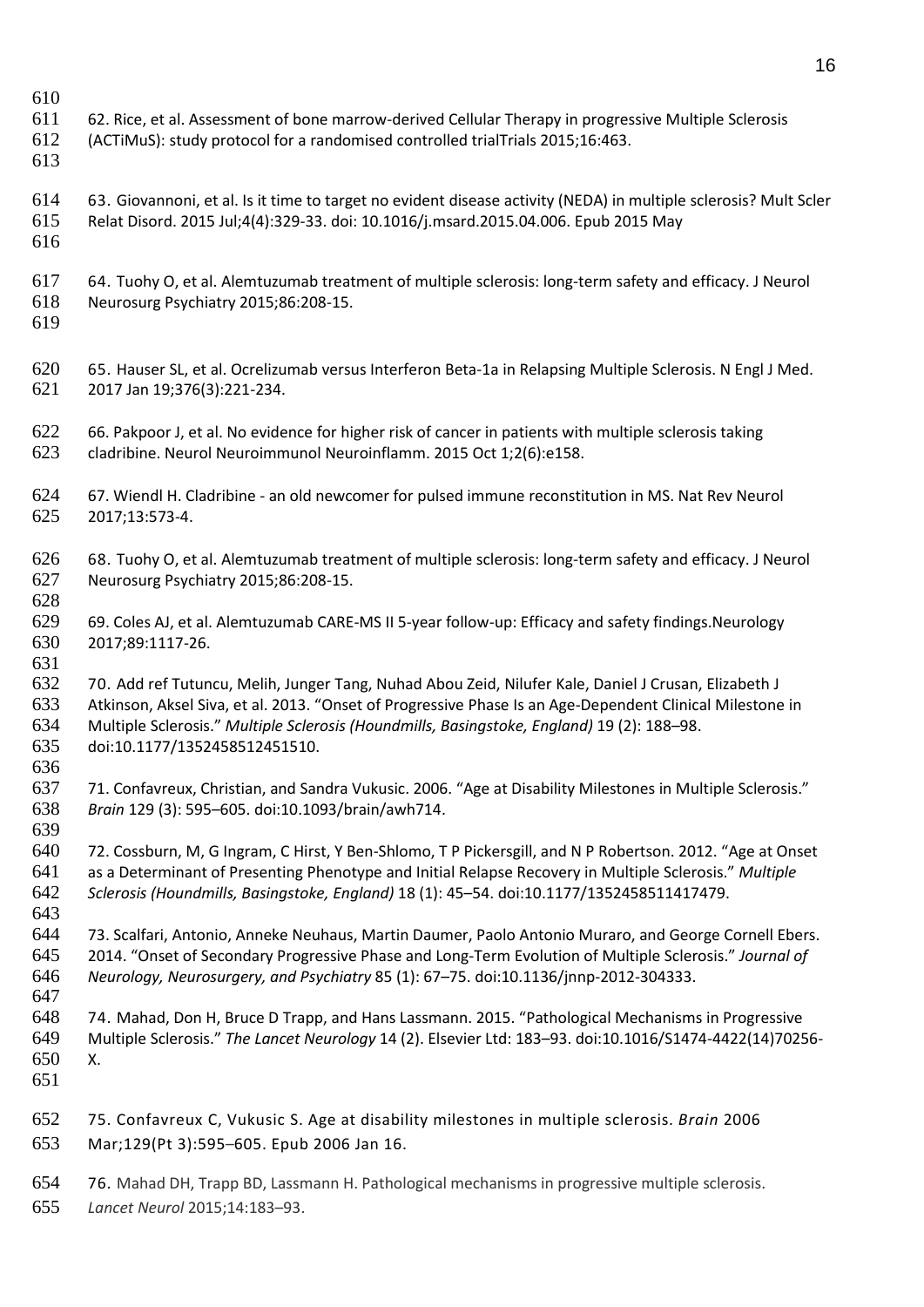62. Rice, et al. Assessment of bone marrow-derived Cellular Therapy in progressive Multiple Sclerosis (ACTiMuS): study protocol for a randomised controlled trialTrials 2015;16:463.

63. Giovannoni, et al. Is it time to target no evident disease activity (NEDA) in multiple sclerosis? Mult Scler Relat Disord. 2015 Jul;4(4):329-33. doi: 10.1016/j.msard.2015.04.006. Epub 2015 May

64. Tuohy O, et al. Alemtuzumab treatment of multiple sclerosis: long-term safety and efficacy. J Neurol Neurosurg Psychiatry 2015;86:208-15.

65. Hauser SL, et al. Ocrelizumab versus Interferon Beta-1a in Relapsing Multiple Sclerosis. N Engl J Med. 2017 Jan 19;376(3):221-234.

66. Pakpoor J, et al. No evidence for higher risk of cancer in patients with multiple sclerosis taking cladribine. Neurol Neuroimmunol Neuroinflamm. 2015 Oct 1;2(6):e158.

67. Wiendl H. Cladribine - an old newcomer for pulsed immune reconstitution in MS. Nat Rev Neurol 2017;13:573-4.

68. Tuohy O, et al. Alemtuzumab treatment of multiple sclerosis: long-term safety and efficacy. J Neurol Neurosurg Psychiatry 2015;86:208-15.

69. Coles AJ, et al. Alemtuzumab CARE-MS II 5-year follow-up: Efficacy and safety findings.Neurology 2017;89:1117-26.

70. Add ref Tutuncu, Melih, Junger Tang, Nuhad Abou Zeid, Nilufer Kale, Daniel J Crusan, Elizabeth J Atkinson, Aksel Siva, et al. 2013. "Onset of Progressive Phase Is an Age-Dependent Clinical Milestone in Multiple Sclerosis." *Multiple Sclerosis (Houndmills, Basingstoke, England)* 19 (2): 188–98. doi:10.1177/1352458512451510.

71. Confavreux, Christian, and Sandra Vukusic. 2006. "Age at Disability Milestones in Multiple Sclerosis." *Brain* 129 (3): 595–605. doi:10.1093/brain/awh714.

72. Cossburn, M, G Ingram, C Hirst, Y Ben-Shlomo, T P Pickersgill, and N P Robertson. 2012. "Age at Onset as a Determinant of Presenting Phenotype and Initial Relapse Recovery in Multiple Sclerosis." *Multiple Sclerosis (Houndmills, Basingstoke, England)* 18 (1): 45–54. doi:10.1177/1352458511417479.

73. Scalfari, Antonio, Anneke Neuhaus, Martin Daumer, Paolo Antonio Muraro, and George Cornell Ebers. 2014. "Onset of Secondary Progressive Phase and Long-Term Evolution of Multiple Sclerosis." *Journal of Neurology, Neurosurgery, and Psychiatry* 85 (1): 67–75. doi:10.1136/jnnp-2012-304333.

74. Mahad, Don H, Bruce D Trapp, and Hans Lassmann. 2015. "Pathological Mechanisms in Progressive Multiple Sclerosis." *The Lancet Neurology* 14 (2). Elsevier Ltd: 183–93. doi:10.1016/S1474-4422(14)70256-X.

75. Confavreux C, Vukusic S. Age at disability milestones in multiple sclerosis. *Brain* 2006 Mar;129(Pt 3):595–605. Epub 2006 Jan 16.

76. Mahad DH, Trapp BD, Lassmann H. Pathological mechanisms in progressive multiple sclerosis. *Lancet Neurol* 2015;14:183–93.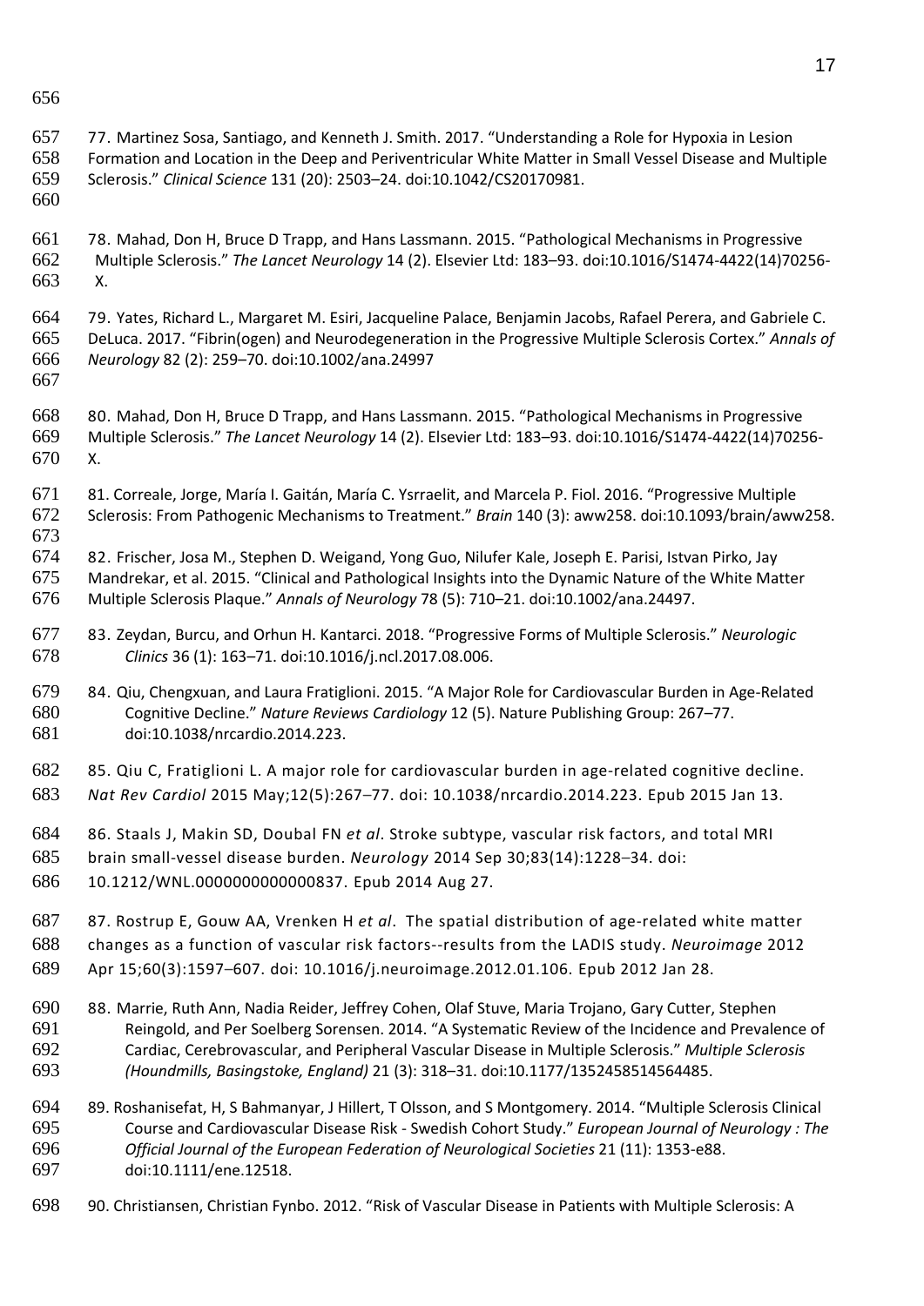77. Martinez Sosa, Santiago, and Kenneth J. Smith. 2017. "Understanding a Role for Hypoxia in Lesion Formation and Location in the Deep and Periventricular White Matter in Small Vessel Disease and Multiple Sclerosis." *Clinical Science* 131 (20): 2503–24. doi:10.1042/CS20170981.

78. Mahad, Don H, Bruce D Trapp, and Hans Lassmann. 2015. "Pathological Mechanisms in Progressive Multiple Sclerosis." *The Lancet Neurology* 14 (2). Elsevier Ltd: 183–93. doi:10.1016/S1474-4422(14)70256-X.

79. Yates, Richard L., Margaret M. Esiri, Jacqueline Palace, Benjamin Jacobs, Rafael Perera, and Gabriele C. DeLuca. 2017. "Fibrin(ogen) and Neurodegeneration in the Progressive Multiple Sclerosis Cortex." *Annals of Neurology* 82 (2): 259–70. doi:10.1002/ana.24997

80. Mahad, Don H, Bruce D Trapp, and Hans Lassmann. 2015. "Pathological Mechanisms in Progressive Multiple Sclerosis." *The Lancet Neurology* 14 (2). Elsevier Ltd: 183–93. doi:10.1016/S1474-4422(14)70256-X.

81. Correale, Jorge, María I. Gaitán, María C. Ysrraelit, and Marcela P. Fiol. 2016. "Progressive Multiple Sclerosis: From Pathogenic Mechanisms to Treatment." *Brain* 140 (3): aww258. doi:10.1093/brain/aww258.

82. Frischer, Josa M., Stephen D. Weigand, Yong Guo, Nilufer Kale, Joseph E. Parisi, Istvan Pirko, Jay Mandrekar, et al. 2015. "Clinical and Pathological Insights into the Dynamic Nature of the White Matter Multiple Sclerosis Plaque." *Annals of Neurology* 78 (5): 710–21. doi:10.1002/ana.24497.

83. Zeydan, Burcu, and Orhun H. Kantarci. 2018. "Progressive Forms of Multiple Sclerosis." *Neurologic Clinics* 36 (1): 163–71. doi:10.1016/j.ncl.2017.08.006.

84. Qiu, Chengxuan, and Laura Fratiglioni. 2015. "A Major Role for Cardiovascular Burden in Age-Related Cognitive Decline." *Nature Reviews Cardiology* 12 (5). Nature Publishing Group: 267–77. doi:10.1038/nrcardio.2014.223.

85. Qiu C, Fratiglioni L. A major role for cardiovascular burden in age-related cognitive decline. *Nat Rev Cardiol* 2015 May;12(5):267–77. doi: 10.1038/nrcardio.2014.223. Epub 2015 Jan 13.

86. Staals J, Makin SD, Doubal FN *et al*. Stroke subtype, vascular risk factors, and total MRI brain small-vessel disease burden. *Neurology* 2014 Sep 30;83(14):1228–34. doi: 10.1212/WNL.0000000000000837. Epub 2014 Aug 27.

87. Rostrup E, Gouw AA, Vrenken H *et al*. The spatial distribution of age-related white matter changes as a function of vascular risk factors--results from the LADIS study. *Neuroimage* 2012 Apr 15;60(3):1597–607. doi: 10.1016/j.neuroimage.2012.01.106. Epub 2012 Jan 28.

88. Marrie, Ruth Ann, Nadia Reider, Jeffrey Cohen, Olaf Stuve, Maria Trojano, Gary Cutter, Stephen Reingold, and Per Soelberg Sorensen. 2014. "A Systematic Review of the Incidence and Prevalence of Cardiac, Cerebrovascular, and Peripheral Vascular Disease in Multiple Sclerosis." *Multiple Sclerosis (Houndmills, Basingstoke, England)* 21 (3): 318–31. doi:10.1177/1352458514564485.

89. Roshanisefat, H, S Bahmanyar, J Hillert, T Olsson, and S Montgomery. 2014. "Multiple Sclerosis Clinical Course and Cardiovascular Disease Risk - Swedish Cohort Study." *European Journal of Neurology : The Official Journal of the European Federation of Neurological Societies* 21 (11): 1353-e88. doi:10.1111/ene.12518.

90. Christiansen, Christian Fynbo. 2012. "Risk of Vascular Disease in Patients with Multiple Sclerosis: A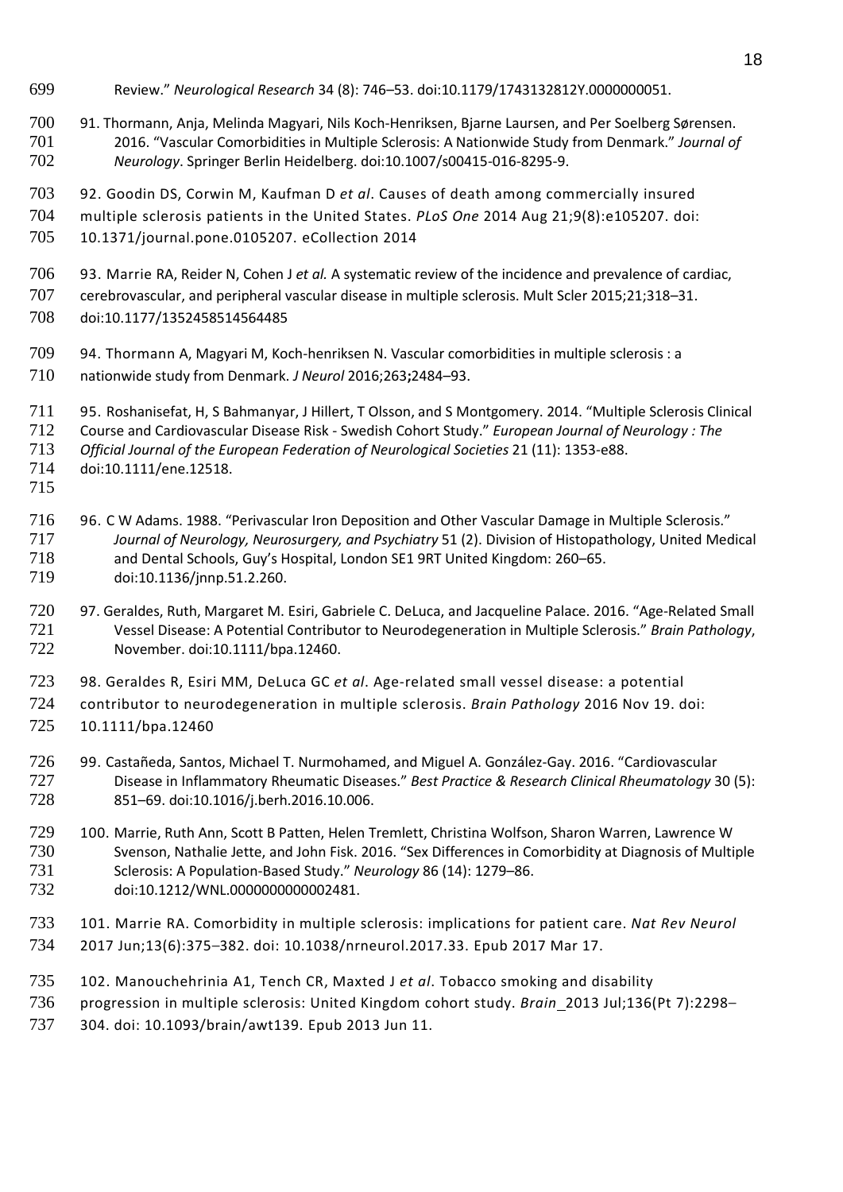Review." *Neurological Research* 34 (8): 746–53. doi:10.1179/1743132812Y.0000000051.

91. Thormann, Anja, Melinda Magyari, Nils Koch-Henriksen, Bjarne Laursen, and Per Soelberg Sørensen. 2016. "Vascular Comorbidities in Multiple Sclerosis: A Nationwide Study from Denmark." *Journal of Neurology*. Springer Berlin Heidelberg. doi:10.1007/s00415-016-8295-9.

92. Goodin DS, Corwin M, Kaufman D *et al*. Causes of death among commercially insured multiple sclerosis patients in the United States. *PLoS One* 2014 Aug 21;9(8):e105207. doi: 10.1371/journal.pone.0105207. eCollection 2014

93. Marrie RA, Reider N, Cohen J *et al.* A systematic review of the incidence and prevalence of cardiac, cerebrovascular, and peripheral vascular disease in multiple sclerosis. Mult Scler 2015;21;318–31. doi:10.1177/1352458514564485

94. Thormann A, Magyari M, Koch-henriksen N. Vascular comorbidities in multiple sclerosis : a nationwide study from Denmark. *J Neurol* 2016;263**;**2484–93.

95. Roshanisefat, H, S Bahmanyar, J Hillert, T Olsson, and S Montgomery. 2014. "Multiple Sclerosis Clinical Course and Cardiovascular Disease Risk - Swedish Cohort Study." *European Journal of Neurology : The Official Journal of the European Federation of Neurological Societies* 21 (11): 1353-e88. doi:10.1111/ene.12518.

96. C W Adams. 1988. "Perivascular Iron Deposition and Other Vascular Damage in Multiple Sclerosis." *Journal of Neurology, Neurosurgery, and Psychiatry* 51 (2). Division of Histopathology, United Medical and Dental Schools, Guy's Hospital, London SE1 9RT United Kingdom: 260–65. doi:10.1136/jnnp.51.2.260.

97. Geraldes, Ruth, Margaret M. Esiri, Gabriele C. DeLuca, and Jacqueline Palace. 2016. "Age-Related Small Vessel Disease: A Potential Contributor to Neurodegeneration in Multiple Sclerosis." *Brain Pathology*, November. doi:10.1111/bpa.12460.

98. Geraldes R, Esiri MM, DeLuca GC *et al*. Age-related small vessel disease: a potential contributor to neurodegeneration in multiple sclerosis. *Brain Pathology* 2016 Nov 19. doi: 10.1111/bpa.12460

99. Castañeda, Santos, Michael T. Nurmohamed, and Miguel A. González-Gay. 2016. "Cardiovascular Disease in Inflammatory Rheumatic Diseases." *Best Practice & Research Clinical Rheumatology* 30 (5): 851–69. doi:10.1016/j.berh.2016.10.006.

100. Marrie, Ruth Ann, Scott B Patten, Helen Tremlett, Christina Wolfson, Sharon Warren, Lawrence W Svenson, Nathalie Jette, and John Fisk. 2016. "Sex Differences in Comorbidity at Diagnosis of Multiple Sclerosis: A Population-Based Study." *Neurology* 86 (14): 1279–86. doi:10.1212/WNL.0000000000002481.

101. Marrie RA. Comorbidity in multiple sclerosis: implications for patient care. *Nat Rev Neurol* 2017 Jun;13(6):375–382. doi: 10.1038/nrneurol.2017.33. Epub 2017 Mar 17.

102. Manouchehrinia A1, Tench CR, Maxted J *et al*. Tobacco smoking and disability progression in multiple sclerosis: United Kingdom cohort study. *Brain* 2013 Jul;136(Pt 7):2298–304. doi: 10.1093/brain/awt139. Epub 2013 Jun 11.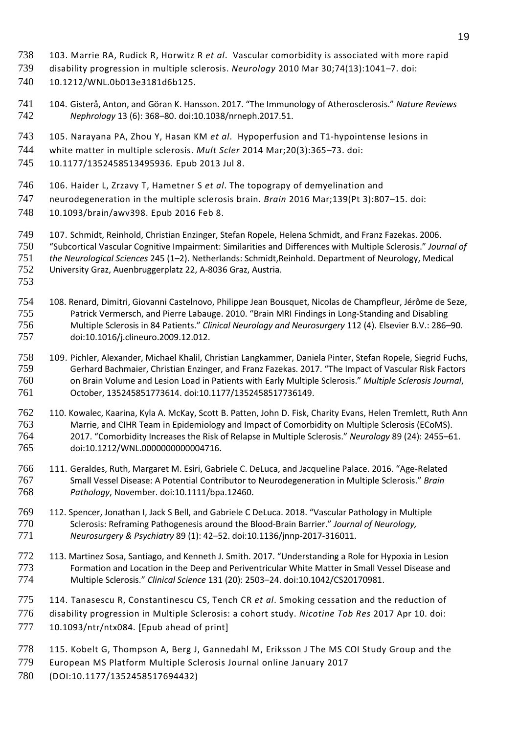103. Marrie RA, Rudick R, Horwitz R *et al*. Vascular comorbidity is associated with more rapid disability progression in multiple sclerosis. *Neurology* 2010 Mar 30;74(13):1041–7. doi: 10.1212/WNL.0b013e3181d6b125.

104. Gisterå, Anton, and Göran K. Hansson. 2017. "The Immunology of Atherosclerosis." *Nature Reviews Nephrology* 13 (6): 368–80. doi:10.1038/nrneph.2017.51.

105. Narayana PA, Zhou Y, Hasan KM *et al*. Hypoperfusion and T1-hypointense lesions in white matter in multiple sclerosis. *Mult Scler* 2014 Mar;20(3):365–73. doi: 10.1177/1352458513495936. Epub 2013 Jul 8.

106. Haider L, Zrzavy T, Hametner S *et al*. The topograpy of demyelination and neurodegeneration in the multiple sclerosis brain. *Brain* 2016 Mar;139(Pt 3):807–15. doi: 10.1093/brain/awv398. Epub 2016 Feb 8.

107. Schmidt, Reinhold, Christian Enzinger, Stefan Ropele, Helena Schmidt, and Franz Fazekas. 2006. "Subcortical Vascular Cognitive Impairment: Similarities and Differences with Multiple Sclerosis." *Journal of the Neurological Sciences* 245 (1–2). Netherlands: Schmidt,Reinhold. Department of Neurology, Medical University Graz, Auenbruggerplatz 22, A-8036 Graz, Austria.

108. Renard, Dimitri, Giovanni Castelnovo, Philippe Jean Bousquet, Nicolas de Champfleur, Jérôme de Seze, Patrick Vermersch, and Pierre Labauge. 2010. "Brain MRI Findings in Long-Standing and Disabling Multiple Sclerosis in 84 Patients." *Clinical Neurology and Neurosurgery* 112 (4). Elsevier B.V.: 286–90. doi:10.1016/j.clineuro.2009.12.012.

109. Pichler, Alexander, Michael Khalil, Christian Langkammer, Daniela Pinter, Stefan Ropele, Siegrid Fuchs, Gerhard Bachmaier, Christian Enzinger, and Franz Fazekas. 2017. "The Impact of Vascular Risk Factors on Brain Volume and Lesion Load in Patients with Early Multiple Sclerosis." *Multiple Sclerosis Journal*, October, 135245851773614. doi:10.1177/1352458517736149.

110. Kowalec, Kaarina, Kyla A. McKay, Scott B. Patten, John D. Fisk, Charity Evans, Helen Tremlett, Ruth Ann Marrie, and CIHR Team in Epidemiology and Impact of Comorbidity on Multiple Sclerosis (ECoMS). 2017. "Comorbidity Increases the Risk of Relapse in Multiple Sclerosis." *Neurology* 89 (24): 2455–61. doi:10.1212/WNL.0000000000004716.

111. Geraldes, Ruth, Margaret M. Esiri, Gabriele C. DeLuca, and Jacqueline Palace. 2016. "Age-Related Small Vessel Disease: A Potential Contributor to Neurodegeneration in Multiple Sclerosis." *Brain Pathology*, November. doi:10.1111/bpa.12460.

112. Spencer, Jonathan I, Jack S Bell, and Gabriele C DeLuca. 2018. "Vascular Pathology in Multiple Sclerosis: Reframing Pathogenesis around the Blood-Brain Barrier." *Journal of Neurology, Neurosurgery & Psychiatry* 89 (1): 42–52. doi:10.1136/jnnp-2017-316011.

113. Martinez Sosa, Santiago, and Kenneth J. Smith. 2017. "Understanding a Role for Hypoxia in Lesion Formation and Location in the Deep and Periventricular White Matter in Small Vessel Disease and Multiple Sclerosis." *Clinical Science* 131 (20): 2503–24. doi:10.1042/CS20170981.

114. Tanasescu R, Constantinescu CS, Tench CR *et al*. Smoking cessation and the reduction of disability progression in Multiple Sclerosis: a cohort study. *Nicotine Tob Res* 2017 Apr 10. doi: 10.1093/ntr/ntx084. [Epub ahead of print]

115. Kobelt G, Thompson A, Berg J, Gannedahl M, Eriksson J The MS COI Study Group and the European MS Platform Multiple Sclerosis Journal online January 2017 (DOI:10.1177/1352458517694432)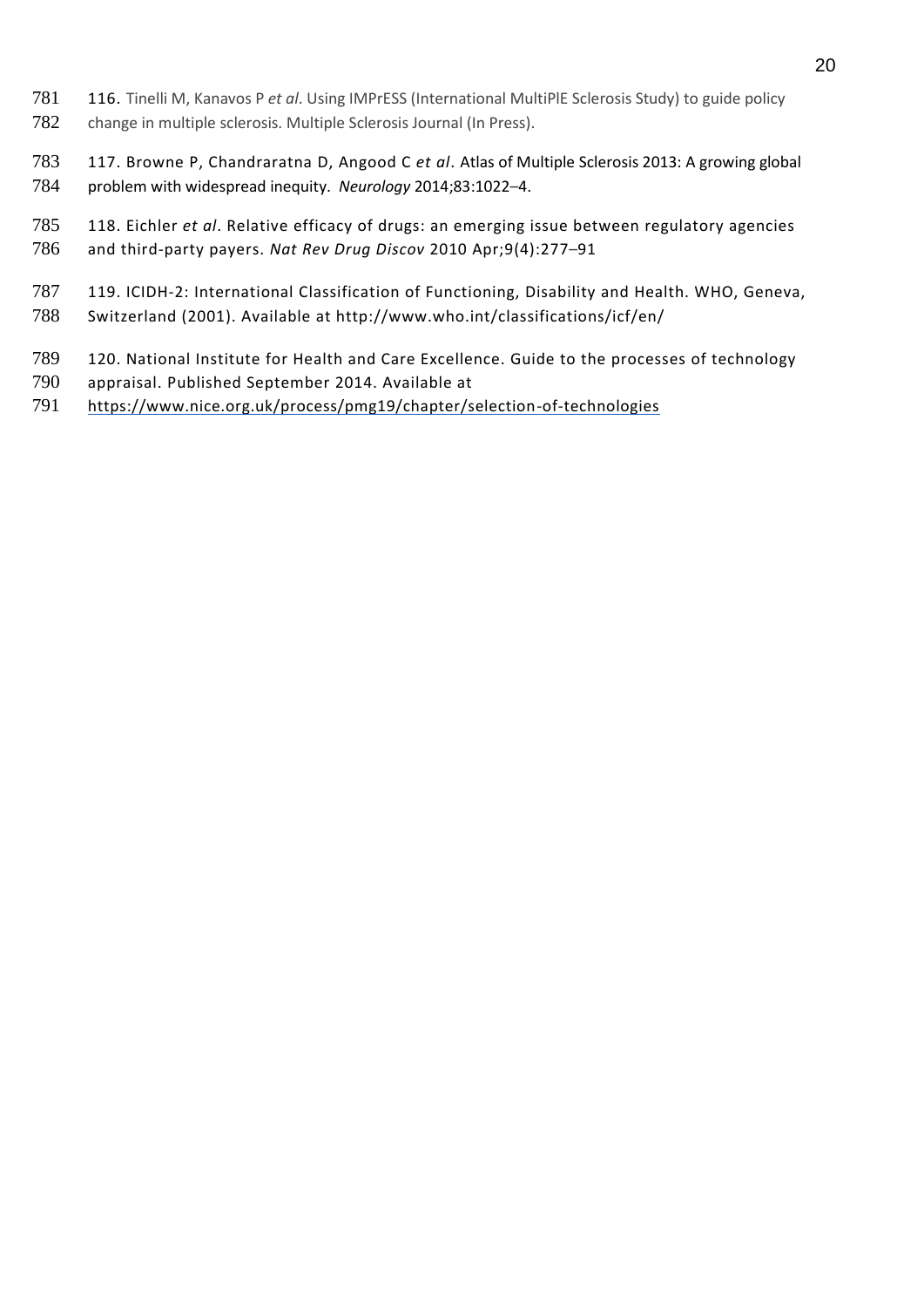116. Tinelli M, Kanavos P *et al*. Using IMPrESS (International MultiPlE Sclerosis Study) to guide policy change in multiple sclerosis. Multiple Sclerosis Journal (In Press).

117. Browne P, Chandraratna D, Angood C *et al*. Atlas of Multiple Sclerosis 2013: A growing global problem with widespread inequity. *Neurology* 2014;83:1022–4.

118. Eichler *et al*. Relative efficacy of drugs: an emerging issue between regulatory agencies and third-party payers. *Nat Rev Drug Discov* 2010 Apr;9(4):277–91

119. ICIDH-2: International Classification of Functioning, Disability and Health. WHO, Geneva, Switzerland (2001). Available at http://www.who.int/classifications/icf/en/

120. National Institute for Health and Care Excellence. Guide to the processes of technology appraisal. Published September 2014. Available at https://www.nice.org.uk/process/pmg19/chapter/selection-of-technologies